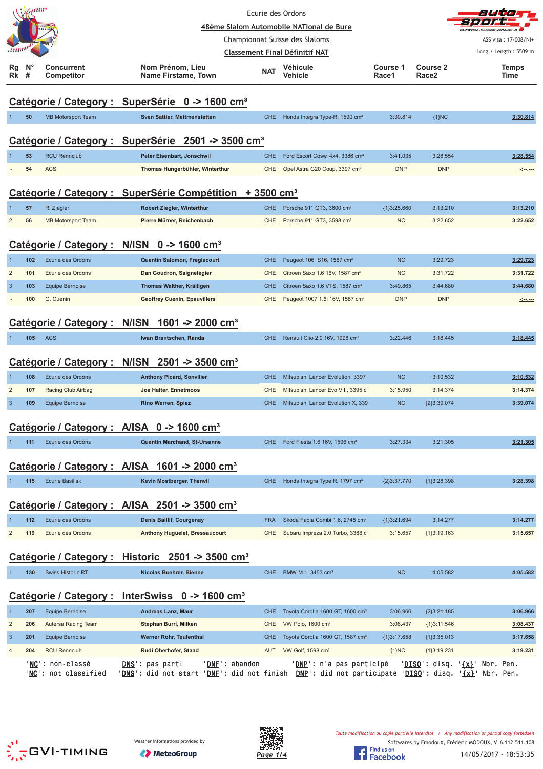Ecurie des Ordons

48ème Slalom Automobile NATional de Bure

Championnat Suisse des Slaloms

Classement Final Définitif NAT

ASS visa : 17-008/NI+

Long./ Length : 5509 m

## Catégorie / Category : SuperSérie 0 -> 1600 cm³

| Rg Rk | N° # | Concurrent Competitor | Nom Prénom, Lieu Name Firstame, Town | NAT | Véhicule Vehicle | Course 1 Race1 | Course 2 Race2 | Temps Time |
|---|---|---|---|---|---|---|---|---|
| 1 | 50 | MB Motorsport Team | Sven Sattler, Mettmenstetten | CHE | Honda Integra Type-R, 1590 cm³ | 3:30.814 | {1}NC | 3:30.814 |

## Catégorie / Category : SuperSérie 2501 -> 3500 cm³

| Rg Rk | N° # | Concurrent Competitor | Nom Prénom, Lieu Name Firstame, Town | NAT | Véhicule Vehicle | Course 1 Race1 | Course 2 Race2 | Temps Time |
|---|---|---|---|---|---|---|---|---|
| 1 | 53 | RCU Rennclub | Peter Eisenbart, Jonschwil | CHE | Ford Escort Cosw. 4x4, 3386 cm³ | 3:41.035 | 3:28.554 | 3:28.554 |
| - | 54 | ACS | Thomas Hungerbühler, Winterthur | CHE | Opel Astra G20 Coup, 3397 cm³ | DNP | DNP | -:--.--- |

## Catégorie / Category : SuperSérie Compétition + 3500 cm³

| Rg Rk | N° # | Concurrent Competitor | Nom Prénom, Lieu Name Firstame, Town | NAT | Véhicule Vehicle | Course 1 Race1 | Course 2 Race2 | Temps Time |
|---|---|---|---|---|---|---|---|---|
| 1 | 57 | R. Ziegler | Robert Ziegler, Winterthur | CHE | Porsche 911 GT3, 3600 cm³ | {1}3:25.660 | 3:13.210 | 3:13.210 |
| 2 | 56 | MB Motorsport Team | Pierre Mürner, Reichenbach | CHE | Porsche 911 GT3, 3598 cm³ | NC | 3:22.652 | 3:22.652 |

## Catégorie / Category : N/ISN 0 -> 1600 cm³

| Rg Rk | N° # | Concurrent Competitor | Nom Prénom, Lieu Name Firstame, Town | NAT | Véhicule Vehicle | Course 1 Race1 | Course 2 Race2 | Temps Time |
|---|---|---|---|---|---|---|---|---|
| 1 | 102 | Ecurie des Ordons | Quentin Salomon, Fregiecourt | CHE | Peugeot 106 S16, 1587 cm³ | NC | 3:29.723 | 3:29.723 |
| 2 | 101 | Ecurie des Ordons | Dan Goudron, Saignelégier | CHE | Citroën Saxo 1.6 16V, 1587 cm³ | NC | 3:31.722 | 3:31.722 |
| 3 | 103 | Equipe Bernoise | Thomas Walther, Kräiligen | CHE | Citroen Saxo 1.6 VTS, 1587 cm³ | 3:49.865 | 3:44.680 | 3:44.680 |
| - | 100 | G. Cuenin | Geoffrey Cuenin, Epauvillers | CHE | Peugeot 1007 1.6i 16V, 1587 cm³ | DNP | DNP | -:--.--- |

## Catégorie / Category : N/ISN 1601 -> 2000 cm³

| Rg Rk | N° # | Concurrent Competitor | Nom Prénom, Lieu Name Firstame, Town | NAT | Véhicule Vehicle | Course 1 Race1 | Course 2 Race2 | Temps Time |
|---|---|---|---|---|---|---|---|---|
| 1 | 105 | ACS | Iwan Brantschen, Randa | CHE | Renault Clio 2.0 16V, 1998 cm³ | 3:22.446 | 3:18.445 | 3:18.445 |

## Catégorie / Category : N/ISN 2501 -> 3500 cm³

| Rg Rk | N° # | Concurrent Competitor | Nom Prénom, Lieu Name Firstame, Town | NAT | Véhicule Vehicle | Course 1 Race1 | Course 2 Race2 | Temps Time |
|---|---|---|---|---|---|---|---|---|
| 1 | 108 | Ecurie des Ordons | Anthony Picard, Sonvilier | CHE | Mitsubishi Lancer Evolution, 3397 | NC | 3:10.532 | 3:10.532 |
| 2 | 107 | Racing Club Airbag | Joe Halter, Ennetmoos | CHE | Mitsubishi Lancer Evo VIII, 3395 c | 3:15.950 | 3:14.374 | 3:14.374 |
| 3 | 109 | Equipe Bernoise | Rino Werren, Spiez | CHE | Mitsubishi Lancer Evolution X, 339 | NC | {2}3:39.074 | 3:39.074 |

## Catégorie / Category : A/ISA 0 -> 1600 cm³

| Rg Rk | N° # | Concurrent Competitor | Nom Prénom, Lieu Name Firstame, Town | NAT | Véhicule Vehicle | Course 1 Race1 | Course 2 Race2 | Temps Time |
|---|---|---|---|---|---|---|---|---|
| 1 | 111 | Ecurie des Ordons | Quentin Marchand, St-Ursanne | CHE | Ford Fiesta 1.6 16V, 1596 cm³ | 3:27.334 | 3:21.305 | 3:21.305 |

## Catégorie / Category : A/ISA 1601 -> 2000 cm³

| Rg Rk | N° # | Concurrent Competitor | Nom Prénom, Lieu Name Firstame, Town | NAT | Véhicule Vehicle | Course 1 Race1 | Course 2 Race2 | Temps Time |
|---|---|---|---|---|---|---|---|---|
| 1 | 115 | Ecurie Basilisk | Kevin Mostberger, Therwil | CHE | Honda Integra Type R, 1797 cm³ | {2}3:37.770 | {1}3:28.398 | 3:28.398 |

## Catégorie / Category : A/ISA 2501 -> 3500 cm³

| Rg Rk | N° # | Concurrent Competitor | Nom Prénom, Lieu Name Firstame, Town | NAT | Véhicule Vehicle | Course 1 Race1 | Course 2 Race2 | Temps Time |
|---|---|---|---|---|---|---|---|---|
| 1 | 112 | Ecurie des Ordons | Denis Baillif, Courgenay | FRA | Skoda Fabia Combi 1.6, 2745 cm³ | {1}3:21.694 | 3:14.277 | 3:14.277 |
| 2 | 119 | Ecurie des Ordons | Anthony Huguelet, Bressaucourt | CHE | Subaru Impreza 2.0 Turbo, 3388 c | 3:15.657 | {1}3:19.163 | 3:15.657 |

## Catégorie / Category : Historic 2501 -> 3500 cm³

| Rg Rk | N° # | Concurrent Competitor | Nom Prénom, Lieu Name Firstame, Town | NAT | Véhicule Vehicle | Course 1 Race1 | Course 2 Race2 | Temps Time |
|---|---|---|---|---|---|---|---|---|
| 1 | 130 | Swiss Historic RT | Nicolas Buehrer, Bienne | CHE | BMW M 1, 3453 cm³ | NC | 4:05.582 | 4:05.582 |

## Catégorie / Category : InterSwiss 0 -> 1600 cm³

| Rg Rk | N° # | Concurrent Competitor | Nom Prénom, Lieu Name Firstame, Town | NAT | Véhicule Vehicle | Course 1 Race1 | Course 2 Race2 | Temps Time |
|---|---|---|---|---|---|---|---|---|
| 1 | 207 | Equipe Bernoise | Andreas Lanz, Maur | CHE | Toyota Corolla 1600 GT, 1600 cm³ | 3:06.966 | {2}3:21.185 | 3:06.966 |
| 2 | 206 | Autersa Racing Team | Stephan Burri, Milken | CHE | VW Polo, 1600 cm³ | 3:08.437 | {1}3:11.546 | 3:08.437 |
| 3 | 201 | Equipe Bernoise | Werner Rohr, Teufenthal | CHE | Toyota Corolla 1600 GT, 1587 cm³ | {1}3:17.658 | {1}3:35.013 | 3:17.658 |
| 4 | 204 | RCU Rennclub | Rudi Oberhofer, Staad | AUT | VW Golf, 1598 cm³ | {1}NC | {1}3:19.231 | 3:19.231 |

'NC': non-classé 'DNS': pas parti 'DNF': abandon 'DNP': n'a pas participé 'DISQ': disq. '{x}' Nbr. Pen.
'NC': not classified 'DNS': did not start 'DNF': did not finish 'DNP': did not participate 'DISQ': disq. '{x}' Nbr. Pen.

Weather informations provided by MeteoGroup

Toute modification ou copie partielle interdite / Any modification or partial copy forbidden

Softwares by FmodouX, Frédéric MODOUX, V. 6.112.511.108

14/05/2017 - 18:53:35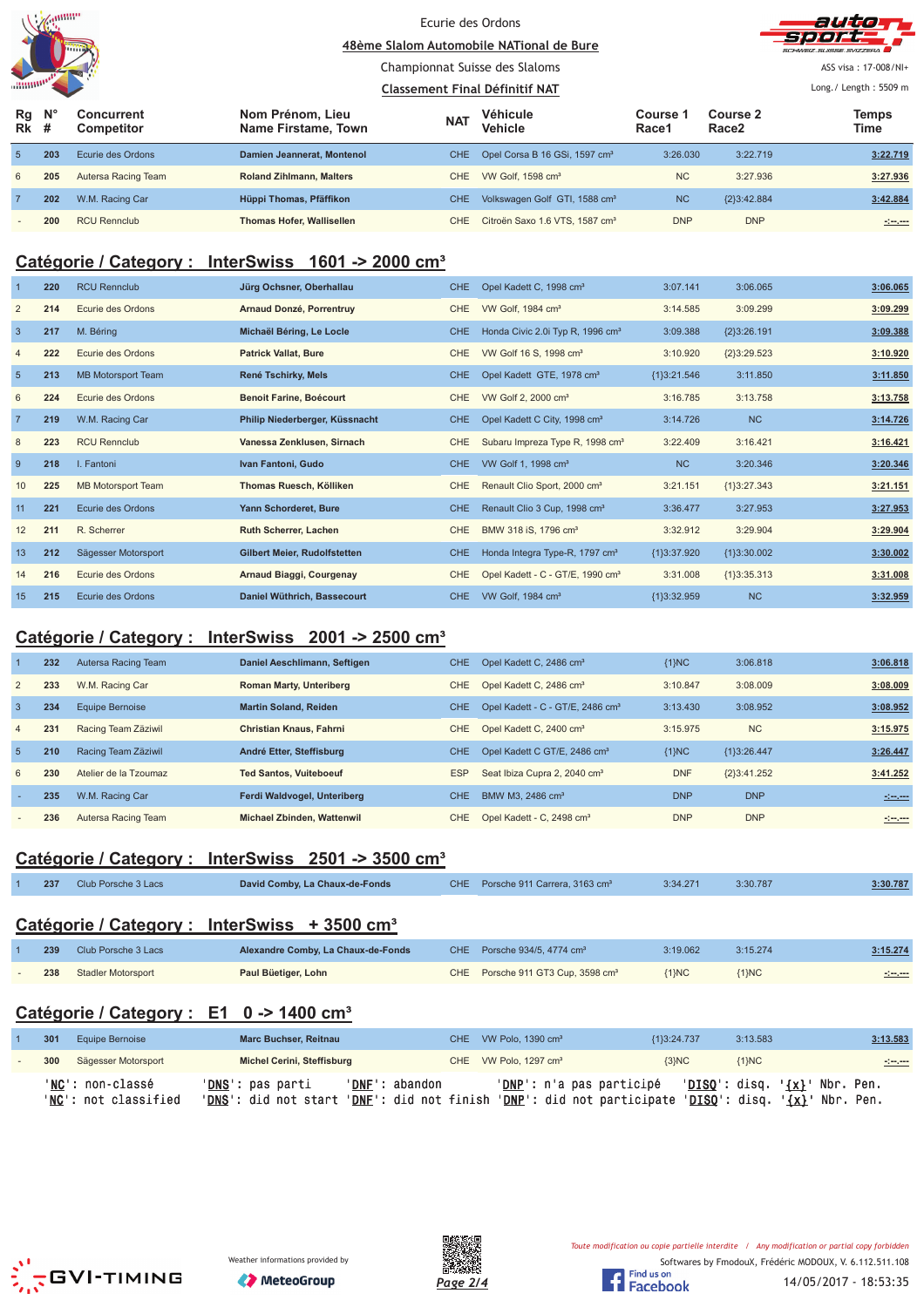Ecurie des Ordons

48ème Slalom Automobile NATional de Bure

Championnat Suisse des Slaloms

Classement Final Définitif NAT

ASS visa : 17-008/NI+

Long./ Length : 5509 m

| Rg Rk | N° # | Concurrent Competitor | Nom Prénom, Lieu Name Firstame, Town | NAT | Véhicule Vehicle | Course 1 Race1 | Course 2 Race2 | Temps Time |
|---|---|---|---|---|---|---|---|---|
| 5 | 203 | Ecurie des Ordons | Damien Jeannerat, Montenol | CHE | Opel Corsa B 16 GSi, 1597 cm³ | 3:26.030 | 3:22.719 | 3:22.719 |
| 6 | 205 | Autersa Racing Team | Roland Zihlmann, Malters | CHE | VW Golf, 1598 cm³ | NC | 3:27.936 | 3:27.936 |
| 7 | 202 | W.M. Racing Car | Hüppi Thomas, Pfäffikon | CHE | Volkswagen Golf GTI, 1588 cm³ | NC | {2}3:42.884 | 3:42.884 |
| - | 200 | RCU Rennclub | Thomas Hofer, Wallisellen | CHE | Citroën Saxo 1.6 VTS, 1587 cm³ | DNP | DNP | -:--.--- |

## Catégorie / Category : InterSwiss 1601 -> 2000 cm³

| Rg Rk | N° # | Concurrent Competitor | Nom Prénom, Lieu Name Firstame, Town | NAT | Véhicule Vehicle | Course 1 Race1 | Course 2 Race2 | Temps Time |
|---|---|---|---|---|---|---|---|---|
| 1 | 220 | RCU Rennclub | Jürg Ochsner, Oberhallau | CHE | Opel Kadett C, 1998 cm³ | 3:07.141 | 3:06.065 | 3:06.065 |
| 2 | 214 | Ecurie des Ordons | Arnaud Donzé, Porrentruy | CHE | VW Golf, 1984 cm³ | 3:14.585 | 3:09.299 | 3:09.299 |
| 3 | 217 | M. Béring | Michaël Béring, Le Locle | CHE | Honda Civic 2.0i Typ R, 1996 cm³ | 3:09.388 | {2}3:26.191 | 3:09.388 |
| 4 | 222 | Ecurie des Ordons | Patrick Vallat, Bure | CHE | VW Golf 16 S, 1998 cm³ | 3:10.920 | {2}3:29.523 | 3:10.920 |
| 5 | 213 | MB Motorsport Team | René Tschirky, Mels | CHE | Opel Kadett GTE, 1978 cm³ | {1}3:21.546 | 3:11.850 | 3:11.850 |
| 6 | 224 | Ecurie des Ordons | Benoit Farine, Boécourt | CHE | VW Golf 2, 2000 cm³ | 3:16.785 | 3:13.758 | 3:13.758 |
| 7 | 219 | W.M. Racing Car | Philip Niederberger, Küssnacht | CHE | Opel Kadett C City, 1998 cm³ | 3:14.726 | NC | 3:14.726 |
| 8 | 223 | RCU Rennclub | Vanessa Zenklusen, Sirnach | CHE | Subaru Impreza Type R, 1998 cm³ | 3:22.409 | 3:16.421 | 3:16.421 |
| 9 | 218 | I. Fantoni | Ivan Fantoni, Gudo | CHE | VW Golf 1, 1998 cm³ | NC | 3:20.346 | 3:20.346 |
| 10 | 225 | MB Motorsport Team | Thomas Ruesch, Kölliken | CHE | Renault Clio Sport, 2000 cm³ | 3:21.151 | {1}3:27.343 | 3:21.151 |
| 11 | 221 | Ecurie des Ordons | Yann Schorderet, Bure | CHE | Renault Clio 3 Cup, 1998 cm³ | 3:36.477 | 3:27.953 | 3:27.953 |
| 12 | 211 | R. Scherrer | Ruth Scherrer, Lachen | CHE | BMW 318 iS, 1796 cm³ | 3:32.912 | 3:29.904 | 3:29.904 |
| 13 | 212 | Sägesser Motorsport | Gilbert Meier, Rudolfstetten | CHE | Honda Integra Type-R, 1797 cm³ | {1}3:37.920 | {1}3:30.002 | 3:30.002 |
| 14 | 216 | Ecurie des Ordons | Arnaud Biaggi, Courgenay | CHE | Opel Kadett - C - GT/E, 1990 cm³ | 3:31.008 | {1}3:35.313 | 3:31.008 |
| 15 | 215 | Ecurie des Ordons | Daniel Wüthrich, Bassecourt | CHE | VW Golf, 1984 cm³ | {1}3:32.959 | NC | 3:32.959 |

## Catégorie / Category : InterSwiss 2001 -> 2500 cm³

| Rg Rk | N° # | Concurrent Competitor | Nom Prénom, Lieu Name Firstame, Town | NAT | Véhicule Vehicle | Course 1 Race1 | Course 2 Race2 | Temps Time |
|---|---|---|---|---|---|---|---|---|
| 1 | 232 | Autersa Racing Team | Daniel Aeschlimann, Seftigen | CHE | Opel Kadett C, 2486 cm³ | {1}NC | 3:06.818 | 3:06.818 |
| 2 | 233 | W.M. Racing Car | Roman Marty, Unteriberg | CHE | Opel Kadett C, 2486 cm³ | 3:10.847 | 3:08.009 | 3:08.009 |
| 3 | 234 | Equipe Bernoise | Martin Soland, Reiden | CHE | Opel Kadett - C - GT/E, 2486 cm³ | 3:13.430 | 3:08.952 | 3:08.952 |
| 4 | 231 | Racing Team Zäziwil | Christian Knaus, Fahrni | CHE | Opel Kadett C, 2400 cm³ | 3:15.975 | NC | 3:15.975 |
| 5 | 210 | Racing Team Zäziwil | André Etter, Steffisburg | CHE | Opel Kadett C GT/E, 2486 cm³ | {1}NC | {1}3:26.447 | 3:26.447 |
| 6 | 230 | Atelier de la Tzoumaz | Ted Santos, Vuiteboeuf | ESP | Seat Ibiza Cupra 2, 2040 cm³ | DNF | {2}3:41.252 | 3:41.252 |
| - | 235 | W.M. Racing Car | Ferdi Waldvogel, Unteriberg | CHE | BMW M3, 2486 cm³ | DNP | DNP | -:--.--- |
| - | 236 | Autersa Racing Team | Michael Zbinden, Wattenwil | CHE | Opel Kadett - C, 2498 cm³ | DNP | DNP | -:--.--- |

## Catégorie / Category : InterSwiss 2501 -> 3500 cm³

| Rg Rk | N° # | Concurrent Competitor | Nom Prénom, Lieu Name Firstame, Town | NAT | Véhicule Vehicle | Course 1 Race1 | Course 2 Race2 | Temps Time |
|---|---|---|---|---|---|---|---|---|
| 1 | 237 | Club Porsche 3 Lacs | David Comby, La Chaux-de-Fonds | CHE | Porsche 911 Carrera, 3163 cm³ | 3:34.271 | 3:30.787 | 3:30.787 |

## Catégorie / Category : InterSwiss + 3500 cm³

| Rg Rk | N° # | Concurrent Competitor | Nom Prénom, Lieu Name Firstame, Town | NAT | Véhicule Vehicle | Course 1 Race1 | Course 2 Race2 | Temps Time |
|---|---|---|---|---|---|---|---|---|
| 1 | 239 | Club Porsche 3 Lacs | Alexandre Comby, La Chaux-de-Fonds | CHE | Porsche 934/5, 4774 cm³ | 3:19.062 | 3:15.274 | 3:15.274 |
| - | 238 | Stadler Motorsport | Paul Büetiger, Lohn | CHE | Porsche 911 GT3 Cup, 3598 cm³ | {1}NC | {1}NC | -:--.--- |

## Catégorie / Category : E1 0 -> 1400 cm³

| Rg Rk | N° # | Concurrent Competitor | Nom Prénom, Lieu Name Firstame, Town | NAT | Véhicule Vehicle | Course 1 Race1 | Course 2 Race2 | Temps Time |
|---|---|---|---|---|---|---|---|---|
| 1 | 301 | Equipe Bernoise | Marc Buchser, Reitnau | CHE | VW Polo, 1390 cm³ | {1}3:24.737 | 3:13.583 | 3:13.583 |
| - | 300 | Sägesser Motorsport | Michel Cerini, Steffisburg | CHE | VW Polo, 1297 cm³ | {3}NC | {1}NC | -:--.--- |

'NC': non-classé 'DNS': pas parti 'DNF': abandon 'DNP': n'a pas participé 'DISQ': disq. '{x}' Nbr. Pen.
'NC': not classified 'DNS': did not start 'DNF': did not finish 'DNP': did not participate 'DISQ': disq. '{x}' Nbr. Pen.

Weather informations provided by MeteoGroup

Toute modification ou copie partielle interdite / Any modification or partial copy forbidden

Softwares by FmodouX, Frédéric MODOUX, V. 6.112.511.108

14/05/2017 - 18:53:35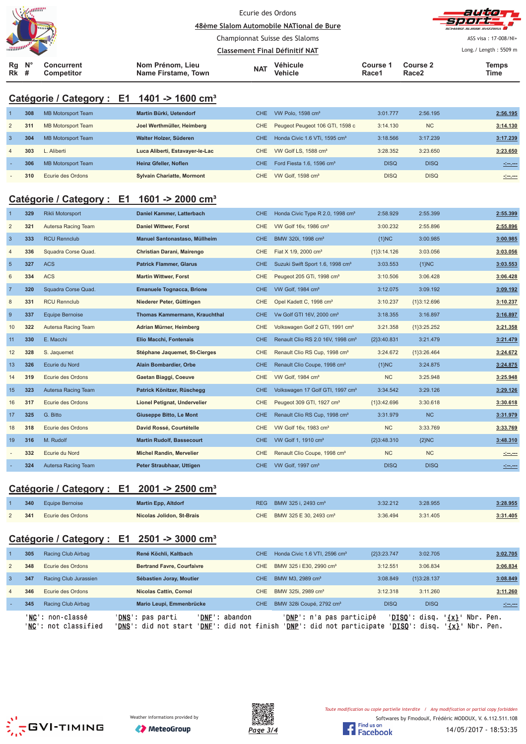Ecurie des Ordons

48ème Slalom Automobile NATional de Bure

Championnat Suisse des Slaloms

Classement Final Définitif NAT

ASS visa : 17-008/NI+

Long./ Length : 5509 m

## Catégorie / Category : E1 1401 -> 1600 cm³

| Rg Rk | N° # | Concurrent Competitor | Nom Prénom, Lieu Name Firstame, Town | NAT | Véhicule Vehicle | Course 1 Race1 | Course 2 Race2 | Temps Time |
|---|---|---|---|---|---|---|---|---|
| 1 | 308 | MB Motorsport Team | Martin Bürki, Uetendorf | CHE | VW Polo, 1598 cm³ | 3:01.777 | 2:56.195 | 2:56.195 |
| 2 | 311 | MB Motorsport Team | Joel Werthmüller, Heimberg | CHE | Peugeot Peugeot 106 GTI, 1598 c | 3:14.130 | NC | 3:14.130 |
| 3 | 304 | MB Motorsport Team | Walter Holzer, Süderen | CHE | Honda Civic 1.6 VTi, 1595 cm³ | 3:18.566 | 3:17.239 | 3:17.239 |
| 4 | 303 | L. Aliberti | Luca Aliberti, Estavayer-le-Lac | CHE | VW Golf LS, 1588 cm³ | 3:28.352 | 3:23.650 | 3:23.650 |
| - | 306 | MB Motorsport Team | Heinz Gfeller, Noflen | CHE | Ford Fiesta 1.6, 1596 cm³ | DISQ | DISQ | -:--.--- |
| - | 310 | Ecurie des Ordons | Sylvain Chariatte, Mormont | CHE | VW Golf, 1598 cm³ | DISQ | DISQ | -:--.--- |

## Catégorie / Category : E1 1601 -> 2000 cm³

| Rg Rk | N° # | Concurrent Competitor | Nom Prénom, Lieu Name Firstame, Town | NAT | Véhicule Vehicle | Course 1 Race1 | Course 2 Race2 | Temps Time |
|---|---|---|---|---|---|---|---|---|
| 1 | 329 | Rikli Motorsport | Daniel Kammer, Latterbach | CHE | Honda Civic Type R 2.0, 1998 cm³ | 2:58.929 | 2:55.399 | 2:55.399 |
| 2 | 321 | Autersa Racing Team | Daniel Wittwer, Forst | CHE | VW Golf 16v, 1986 cm³ | 3:00.232 | 2:55.896 | 2:55.896 |
| 3 | 333 | RCU Rennclub | Manuel Santonastaso, Müllheim | CHE | BMW 320i, 1998 cm³ | {1}NC | 3:00.985 | 3:00.985 |
| 4 | 336 | Squadra Corse Quad. | Christian Darani, Mairengo | CHE | Fiat X 1/9, 2000 cm³ | {1}3:14.126 | 3:03.056 | 3:03.056 |
| 5 | 327 | ACS | Patrick Flammer, Glarus | CHE | Suzuki Swift Sport 1.6, 1998 cm³ | 3:03.553 | {1}NC | 3:03.553 |
| 6 | 334 | ACS | Martin Wittwer, Forst | CHE | Peugeot 205 GTi, 1998 cm³ | 3:10.506 | 3:06.428 | 3:06.428 |
| 7 | 320 | Squadra Corse Quad. | Emanuele Tognacca, Brione | CHE | VW Golf, 1984 cm³ | 3:12.075 | 3:09.192 | 3:09.192 |
| 8 | 331 | RCU Rennclub | Niederer Peter, Güttingen | CHE | Opel Kadett C, 1998 cm³ | 3:10.237 | {1}3:12.696 | 3:10.237 |
| 9 | 337 | Equipe Bernoise | Thomas Kammermann, Krauchthal | CHE | Vw Golf GTI 16V, 2000 cm³ | 3:18.355 | 3:16.897 | 3:16.897 |
| 10 | 322 | Autersa Racing Team | Adrian Mürner, Heimberg | CHE | Volkswagen Golf 2 GTI, 1991 cm³ | 3:21.358 | {1}3:25.252 | 3:21.358 |
| 11 | 330 | E. Macchi | Elio Macchi, Fontenais | CHE | Renault Clio RS 2.0 16V, 1998 cm³ | {2}3:40.831 | 3:21.479 | 3:21.479 |
| 12 | 328 | S. Jaquemet | Stéphane Jaquemet, St-Cierges | CHE | Renault Clio RS Cup, 1998 cm³ | 3:24.672 | {1}3:26.464 | 3:24.672 |
| 13 | 326 | Ecurie du Nord | Alain Bombardier, Orbe | CHE | Renault Clio Coupe, 1998 cm³ | {1}NC | 3:24.875 | 3:24.875 |
| 14 | 319 | Ecurie des Ordons | Gaetan Biaggi, Coeuve | CHE | VW Golf, 1984 cm³ | NC | 3:25.948 | 3:25.948 |
| 15 | 323 | Autersa Racing Team | Patrick Könitzer, Rüschegg | CHE | Volkswagen 17 Golf GTI, 1997 cm³ | 3:34.542 | 3:29.126 | 3:29.126 |
| 16 | 317 | Ecurie des Ordons | Lionel Petignat, Undervelier | CHE | Peugeot 309 GTI, 1927 cm³ | {1}3:42.696 | 3:30.618 | 3:30.618 |
| 17 | 325 | G. Bitto | Giuseppe Bitto, Le Mont | CHE | Renault Clio RS Cup, 1998 cm³ | 3:31.979 | NC | 3:31.979 |
| 18 | 318 | Ecurie des Ordons | David Rossé, Courtételle | CHE | VW Golf 16v, 1983 cm³ | NC | 3:33.769 | 3:33.769 |
| 19 | 316 | M. Rudolf | Martin Rudolf, Bassecourt | CHE | VW Golf 1, 1910 cm³ | {2}3:48.310 | {2}NC | 3:48.310 |
| - | 332 | Ecurie du Nord | Michel Randin, Mervelier | CHE | Renault Clio Coupe, 1998 cm³ | NC | NC | -:--.--- |
| - | 324 | Autersa Racing Team | Peter Straubhaar, Uttigen | CHE | VW Golf, 1997 cm³ | DISQ | DISQ | -:--.--- |

## Catégorie / Category : E1 2001 -> 2500 cm³

| Rg Rk | N° # | Concurrent Competitor | Nom Prénom, Lieu Name Firstame, Town | NAT | Véhicule Vehicle | Course 1 Race1 | Course 2 Race2 | Temps Time |
|---|---|---|---|---|---|---|---|---|
| 1 | 340 | Equipe Bernoise | Martin Epp, Altdorf | REG | BMW 325 i, 2493 cm³ | 3:32.212 | 3:28.955 | 3:28.955 |
| 2 | 341 | Ecurie des Ordons | Nicolas Jolidon, St-Brais | CHE | BMW 325 E 30, 2493 cm³ | 3:36.494 | 3:31.405 | 3:31.405 |

## Catégorie / Category : E1 2501 -> 3000 cm³

| Rg Rk | N° # | Concurrent Competitor | Nom Prénom, Lieu Name Firstame, Town | NAT | Véhicule Vehicle | Course 1 Race1 | Course 2 Race2 | Temps Time |
|---|---|---|---|---|---|---|---|---|
| 1 | 305 | Racing Club Airbag | René Köchli, Kaltbach | CHE | Honda Civic 1.6 VTI, 2596 cm³ | {2}3:23.747 | 3:02.705 | 3:02.705 |
| 2 | 348 | Ecurie des Ordons | Bertrand Favre, Courfaivre | CHE | BMW 325 i E30, 2990 cm³ | 3:12.551 | 3:06.834 | 3:06.834 |
| 3 | 347 | Racing Club Jurassien | Sébastien Joray, Moutier | CHE | BMW M3, 2989 cm³ | 3:08.849 | {1}3:28.137 | 3:08.849 |
| 4 | 346 | Ecurie des Ordons | Nicolas Cattin, Cornol | CHE | BMW 325i, 2989 cm³ | 3:12.318 | 3:11.260 | 3:11.260 |
| - | 345 | Racing Club Airbag | Mario Leupi, Emmenbrücke | CHE | BMW 328i Coupé, 2792 cm³ | DISQ | DISQ | -:--.--- |

'NC': non-classé 'DNS': pas parti 'DNF': abandon 'DNP': n'a pas participé 'DISQ': disq. '{x}' Nbr. Pen.
'NC': not classified 'DNS': did not start 'DNF': did not finish 'DNP': did not participate 'DISQ': disq. '{x}' Nbr. Pen.

Weather informations provided by MeteoGroup

Toute modification ou copie partielle interdite / Any modification or partial copy forbidden

Softwares by FmodouX, Frédéric MODOUX, V. 6.112.511.108

14/05/2017 - 18:53:35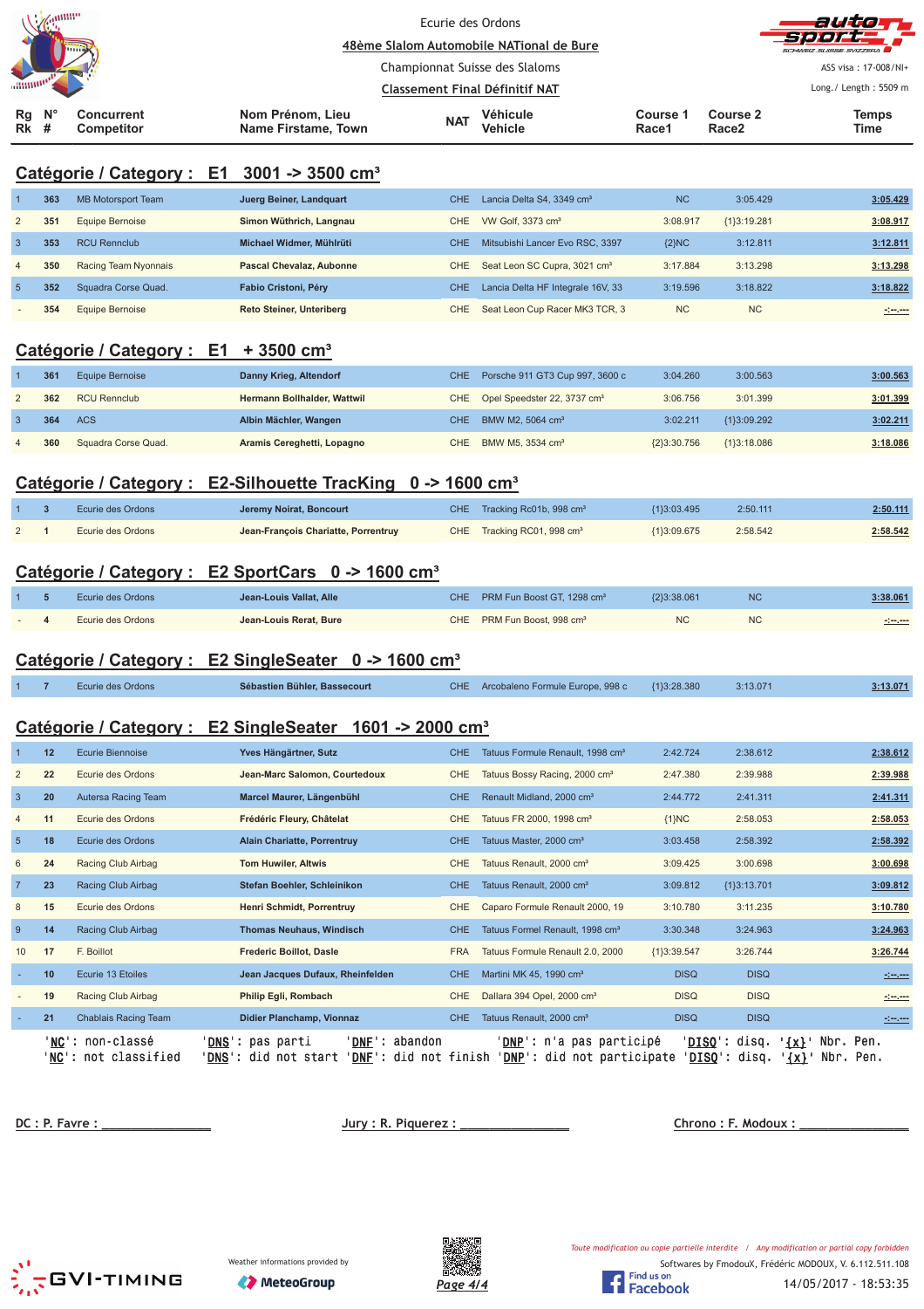Ecurie des Ordons

48ème Slalom Automobile NATional de Bure

Championnat Suisse des Slaloms

Classement Final Définitif NAT

ASS visa : 17-008/NI+

Long./ Length : 5509 m

## Catégorie / Category : E1 3001 -> 3500 cm³

| Rg Rk | N° # | Concurrent Competitor | Nom Prénom, Lieu Name Firstame, Town | NAT | Véhicule Vehicle | Course 1 Race1 | Course 2 Race2 | Temps Time |
|---|---|---|---|---|---|---|---|---|
| 1 | 363 | MB Motorsport Team | Juerg Beiner, Landquart | CHE | Lancia Delta S4, 3349 cm³ | NC | 3:05.429 | 3:05.429 |
| 2 | 351 | Equipe Bernoise | Simon Wüthrich, Langnau | CHE | VW Golf, 3373 cm³ | 3:08.917 | {1}3:19.281 | 3:08.917 |
| 3 | 353 | RCU Rennclub | Michael Widmer, Mühlrüti | CHE | Mitsubishi Lancer Evo RSC, 3397 | {2}NC | 3:12.811 | 3:12.811 |
| 4 | 350 | Racing Team Nyonnais | Pascal Chevalaz, Aubonne | CHE | Seat Leon SC Cupra, 3021 cm³ | 3:17.884 | 3:13.298 | 3:13.298 |
| 5 | 352 | Squadra Corse Quad. | Fabio Cristoni, Péry | CHE | Lancia Delta HF Integrale 16V, 33 | 3:19.596 | 3:18.822 | 3:18.822 |
| - | 354 | Equipe Bernoise | Reto Steiner, Unteriberg | CHE | Seat Leon Cup Racer MK3 TCR, 3 | NC | NC | -:--.--- |

## Catégorie / Category : E1 + 3500 cm³

| Rg Rk | N° # | Concurrent Competitor | Nom Prénom, Lieu Name Firstame, Town | NAT | Véhicule Vehicle | Course 1 Race1 | Course 2 Race2 | Temps Time |
|---|---|---|---|---|---|---|---|---|
| 1 | 361 | Equipe Bernoise | Danny Krieg, Altendorf | CHE | Porsche 911 GT3 Cup 997, 3600 c | 3:04.260 | 3:00.563 | 3:00.563 |
| 2 | 362 | RCU Rennclub | Hermann Bollhalder, Wattwil | CHE | Opel Speedster 22, 3737 cm³ | 3:06.756 | 3:01.399 | 3:01.399 |
| 3 | 364 | ACS | Albin Mächler, Wangen | CHE | BMW M2, 5064 cm³ | 3:02.211 | {1}3:09.292 | 3:02.211 |
| 4 | 360 | Squadra Corse Quad. | Aramis Cereghetti, Lopagno | CHE | BMW M5, 3534 cm³ | {2}3:30.756 | {1}3:18.086 | 3:18.086 |

## Catégorie / Category : E2-Silhouette TracKing 0 -> 1600 cm³

| Rg Rk | N° # | Concurrent Competitor | Nom Prénom, Lieu Name Firstame, Town | NAT | Véhicule Vehicle | Course 1 Race1 | Course 2 Race2 | Temps Time |
|---|---|---|---|---|---|---|---|---|
| 1 | 3 | Ecurie des Ordons | Jeremy Noirat, Boncourt | CHE | Tracking Rc01b, 998 cm³ | {1}3:03.495 | 2:50.111 | 2:50.111 |
| 2 | 1 | Ecurie des Ordons | Jean-François Chariatte, Porrentruy | CHE | Tracking RC01, 998 cm³ | {1}3:09.675 | 2:58.542 | 2:58.542 |

## Catégorie / Category : E2 SportCars 0 -> 1600 cm³

| Rg Rk | N° # | Concurrent Competitor | Nom Prénom, Lieu Name Firstame, Town | NAT | Véhicule Vehicle | Course 1 Race1 | Course 2 Race2 | Temps Time |
|---|---|---|---|---|---|---|---|---|
| 1 | 5 | Ecurie des Ordons | Jean-Louis Vallat, Alle | CHE | PRM Fun Boost GT, 1298 cm³ | {2}3:38.061 | NC | 3:38.061 |
| - | 4 | Ecurie des Ordons | Jean-Louis Rerat, Bure | CHE | PRM Fun Boost, 998 cm³ | NC | NC | -:--.--- |

## Catégorie / Category : E2 SingleSeater 0 -> 1600 cm³

| Rg Rk | N° # | Concurrent Competitor | Nom Prénom, Lieu Name Firstame, Town | NAT | Véhicule Vehicle | Course 1 Race1 | Course 2 Race2 | Temps Time |
|---|---|---|---|---|---|---|---|---|
| 1 | 7 | Ecurie des Ordons | Sébastien Bühler, Bassecourt | CHE | Arcobaleno Formule Europe, 998 c | {1}3:28.380 | 3:13.071 | 3:13.071 |

## Catégorie / Category : E2 SingleSeater 1601 -> 2000 cm³

| Rg Rk | N° # | Concurrent Competitor | Nom Prénom, Lieu Name Firstame, Town | NAT | Véhicule Vehicle | Course 1 Race1 | Course 2 Race2 | Temps Time |
|---|---|---|---|---|---|---|---|---|
| 1 | 12 | Ecurie Biennoise | Yves Hängärtner, Sutz | CHE | Tatuus Formule Renault, 1998 cm³ | 2:42.724 | 2:38.612 | 2:38.612 |
| 2 | 22 | Ecurie des Ordons | Jean-Marc Salomon, Courtedoux | CHE | Tatuus Bossy Racing, 2000 cm³ | 2:47.380 | 2:39.988 | 2:39.988 |
| 3 | 20 | Autersa Racing Team | Marcel Maurer, Längenbühl | CHE | Renault Midland, 2000 cm³ | 2:44.772 | 2:41.311 | 2:41.311 |
| 4 | 11 | Ecurie des Ordons | Frédéric Fleury, Châtelat | CHE | Tatuus FR 2000, 1998 cm³ | {1}NC | 2:58.053 | 2:58.053 |
| 5 | 18 | Ecurie des Ordons | Alain Chariatte, Porrentruy | CHE | Tatuus Master, 2000 cm³ | 3:03.458 | 2:58.392 | 2:58.392 |
| 6 | 24 | Racing Club Airbag | Tom Huwiler, Altwis | CHE | Tatuus Renault, 2000 cm³ | 3:09.425 | 3:00.698 | 3:00.698 |
| 7 | 23 | Racing Club Airbag | Stefan Boehler, Schleinikon | CHE | Tatuus Renault, 2000 cm³ | 3:09.812 | {1}3:13.701 | 3:09.812 |
| 8 | 15 | Ecurie des Ordons | Henri Schmidt, Porrentruy | CHE | Caparo Formule Renault 2000, 19 | 3:10.780 | 3:11.235 | 3:10.780 |
| 9 | 14 | Racing Club Airbag | Thomas Neuhaus, Windisch | CHE | Tatuus Formel Renault, 1998 cm³ | 3:30.348 | 3:24.963 | 3:24.963 |
| 10 | 17 | F. Boillot | Frederic Boillot, Dasle | FRA | Tatuus Formule Renault 2.0, 2000 | {1}3:39.547 | 3:26.744 | 3:26.744 |
| - | 10 | Ecurie 13 Etoiles | Jean Jacques Dufaux, Rheinfelden | CHE | Martini MK 45, 1990 cm³ | DISQ | DISQ | -:--.--- |
| - | 19 | Racing Club Airbag | Philip Egli, Rombach | CHE | Dallara 394 Opel, 2000 cm³ | DISQ | DISQ | -:--.--- |
| - | 21 | Chablais Racing Team | Didier Planchamp, Vionnaz | CHE | Tatuus Renault, 2000 cm³ | DISQ | DISQ | -:--.--- |

'NC': non-classé 'DNS': pas parti 'DNF': abandon 'DNP': n'a pas participé 'DISQ': disq. '{x}' Nbr. Pen.
'NC': not classified 'DNS': did not start 'DNF': did not finish 'DNP': did not participate 'DISQ': disq. '{x}' Nbr. Pen.

DC : P. Favre : _______________ Jury : R. Piquerez : _______________ Chrono : F. Modoux : _______________

Weather informations provided by MeteoGroup

Toute modification ou copie partielle interdite / Any modification or partial copy forbidden

Softwares by FmodouX, Frédéric MODOUX, V. 6.112.511.108

14/05/2017 - 18:53:35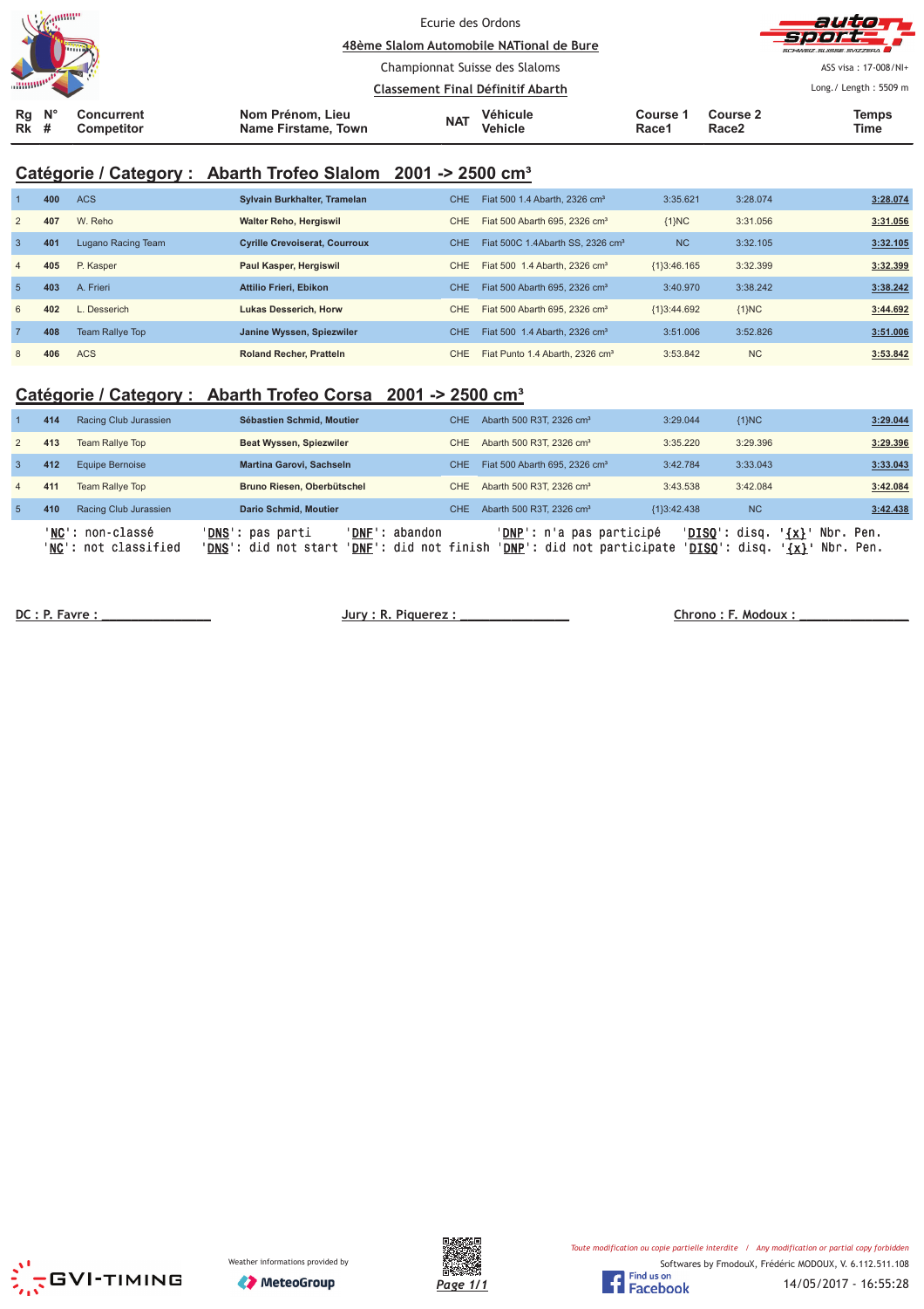Ecurie des Ordons

48ème Slalom Automobile NATional de Bure

Championnat Suisse des Slaloms

Classement Final Définitif Abarth

ASS visa : 17-008/NI+

Long./ Length : 5509 m

## Catégorie / Category : Abarth Trofeo Slalom 2001 -> 2500 cm³

| Rg Rk | N° # | Concurrent Competitor | Nom Prénom, Lieu Name Firstame, Town | NAT | Véhicule Vehicle | Course 1 Race1 | Course 2 Race2 | Temps Time |
|---|---|---|---|---|---|---|---|---|
| 1 | 400 | ACS | Sylvain Burkhalter, Tramelan | CHE | Fiat 500 1.4 Abarth, 2326 cm³ | 3:35.621 | 3:28.074 | 3:28.074 |
| 2 | 407 | W. Reho | Walter Reho, Hergiswil | CHE | Fiat 500 Abarth 695, 2326 cm³ | {1}NC | 3:31.056 | 3:31.056 |
| 3 | 401 | Lugano Racing Team | Cyrille Crevoiserat, Courroux | CHE | Fiat 500C 1.4Abarth SS, 2326 cm³ | NC | 3:32.105 | 3:32.105 |
| 4 | 405 | P. Kasper | Paul Kasper, Hergiswil | CHE | Fiat 500 1.4 Abarth, 2326 cm³ | {1}3:46.165 | 3:32.399 | 3:32.399 |
| 5 | 403 | A. Frieri | Attilio Frieri, Ebikon | CHE | Fiat 500 Abarth 695, 2326 cm³ | 3:40.970 | 3:38.242 | 3:38.242 |
| 6 | 402 | L. Desserich | Lukas Desserich, Horw | CHE | Fiat 500 Abarth 695, 2326 cm³ | {1}3:44.692 | {1}NC | 3:44.692 |
| 7 | 408 | Team Rallye Top | Janine Wyssen, Spiezwiler | CHE | Fiat 500 1.4 Abarth, 2326 cm³ | 3:51.006 | 3:52.826 | 3:51.006 |
| 8 | 406 | ACS | Roland Recher, Pratteln | CHE | Fiat Punto 1.4 Abarth, 2326 cm³ | 3:53.842 | NC | 3:53.842 |

## Catégorie / Category : Abarth Trofeo Corsa 2001 -> 2500 cm³

| Rg Rk | N° # | Concurrent Competitor | Nom Prénom, Lieu Name Firstame, Town | NAT | Véhicule Vehicle | Course 1 Race1 | Course 2 Race2 | Temps Time |
|---|---|---|---|---|---|---|---|---|
| 1 | 414 | Racing Club Jurassien | Sébastien Schmid, Moutier | CHE | Abarth 500 R3T, 2326 cm³ | 3:29.044 | {1}NC | 3:29.044 |
| 2 | 413 | Team Rallye Top | Beat Wyssen, Spiezwiler | CHE | Abarth 500 R3T, 2326 cm³ | 3:35.220 | 3:29.396 | 3:29.396 |
| 3 | 412 | Equipe Bernoise | Martina Garovi, Sachseln | CHE | Fiat 500 Abarth 695, 2326 cm³ | 3:42.784 | 3:33.043 | 3:33.043 |
| 4 | 411 | Team Rallye Top | Bruno Riesen, Oberbütschel | CHE | Abarth 500 R3T, 2326 cm³ | 3:43.538 | 3:42.084 | 3:42.084 |
| 5 | 410 | Racing Club Jurassien | Dario Schmid, Moutier | CHE | Abarth 500 R3T, 2326 cm³ | {1}3:42.438 | NC | 3:42.438 |

'NC': non-classé 'DNS': pas parti 'DNF': abandon 'DNP': n'a pas participé 'DISQ': disq. '{x}' Nbr. Pen.
'NC': not classified 'DNS': did not start 'DNF': did not finish 'DNP': did not participate 'DISQ': disq. '{x}' Nbr. Pen.

DC : P. Favre : _______________ Jury : R. Piquerez : _______________ Chrono : F. Modoux : _______________

Weather informations provided by MeteoGroup

Toute modification ou copie partielle interdite / Any modification or partial copy forbidden

Softwares by FmodouX, Frédéric MODOUX, V. 6.112.511.108

14/05/2017 - 16:55:28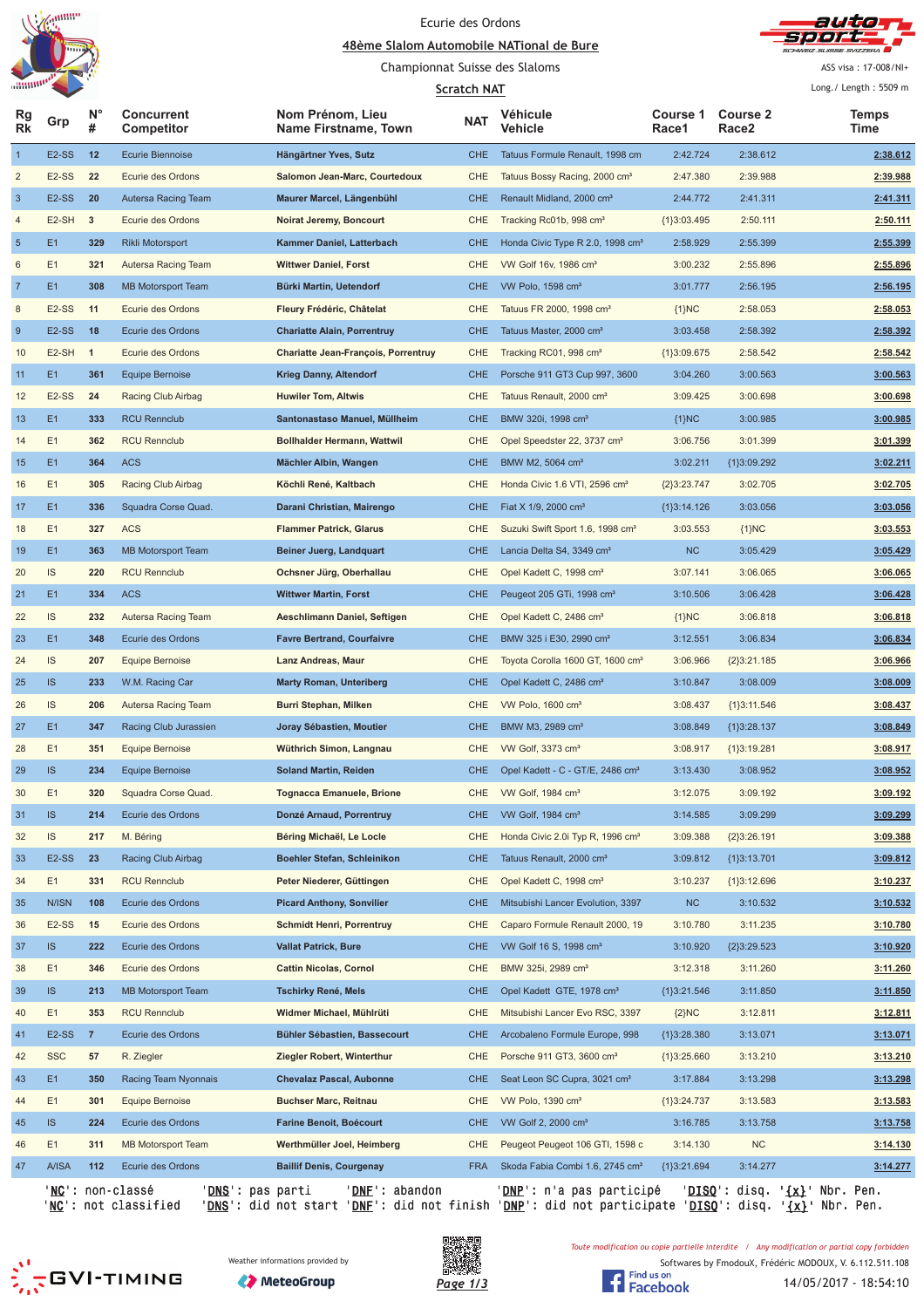Ecurie des Ordons

48ème Slalom Automobile NATional de Bure

Championnat Suisse des Slaloms

Scratch NAT

ASS visa : 17-008/NI+

Long./ Length : 5509 m

| Rg Rk | Grp | N° # | Concurrent Competitor | Nom Prénom, Lieu Name Firstname, Town | NAT | Véhicule Vehicle | Course 1 Race1 | Course 2 Race2 | Temps Time |
|---|---|---|---|---|---|---|---|---|---|
| 1 | E2-SS | 12 | Ecurie Biennoise | Hängärtner Yves, Sutz | CHE | Tatuus Formule Renault, 1998 cm | 2:42.724 | 2:38.612 | 2:38.612 |
| 2 | E2-SS | 22 | Ecurie des Ordons | Salomon Jean-Marc, Courtedoux | CHE | Tatuus Bossy Racing, 2000 cm³ | 2:47.380 | 2:39.988 | 2:39.988 |
| 3 | E2-SS | 20 | Autersa Racing Team | Maurer Marcel, Längenbühl | CHE | Renault Midland, 2000 cm³ | 2:44.772 | 2:41.311 | 2:41.311 |
| 4 | E2-SH | 3 | Ecurie des Ordons | Noirat Jeremy, Boncourt | CHE | Tracking Rc01b, 998 cm³ | {1}3:03.495 | 2:50.111 | 2:50.111 |
| 5 | E1 | 329 | Rikli Motorsport | Kammer Daniel, Latterbach | CHE | Honda Civic Type R 2.0, 1998 cm³ | 2:58.929 | 2:55.399 | 2:55.399 |
| 6 | E1 | 321 | Autersa Racing Team | Wittwer Daniel, Forst | CHE | VW Golf 16v, 1986 cm³ | 3:00.232 | 2:55.896 | 2:55.896 |
| 7 | E1 | 308 | MB Motorsport Team | Bürki Martin, Uetendorf | CHE | VW Polo, 1598 cm³ | 3:01.777 | 2:56.195 | 2:56.195 |
| 8 | E2-SS | 11 | Ecurie des Ordons | Fleury Frédéric, Châtelat | CHE | Tatuus FR 2000, 1998 cm³ | {1}NC | 2:58.053 | 2:58.053 |
| 9 | E2-SS | 18 | Ecurie des Ordons | Chariatte Alain, Porrentruy | CHE | Tatuus Master, 2000 cm³ | 3:03.458 | 2:58.392 | 2:58.392 |
| 10 | E2-SH | 1 | Ecurie des Ordons | Chariatte Jean-François, Porrentruy | CHE | Tracking RC01, 998 cm³ | {1}3:09.675 | 2:58.542 | 2:58.542 |
| 11 | E1 | 361 | Equipe Bernoise | Krieg Danny, Altendorf | CHE | Porsche 911 GT3 Cup 997, 3600 | 3:04.260 | 3:00.563 | 3:00.563 |
| 12 | E2-SS | 24 | Racing Club Airbag | Huwiler Tom, Altwis | CHE | Tatuus Renault, 2000 cm³ | 3:09.425 | 3:00.698 | 3:00.698 |
| 13 | E1 | 333 | RCU Rennclub | Santonastaso Manuel, Müllheim | CHE | BMW 320i, 1998 cm³ | {1}NC | 3:00.985 | 3:00.985 |
| 14 | E1 | 362 | RCU Rennclub | Bollhalder Hermann, Wattwil | CHE | Opel Speedster 22, 3737 cm³ | 3:06.756 | 3:01.399 | 3:01.399 |
| 15 | E1 | 364 | ACS | Mächler Albin, Wangen | CHE | BMW M2, 5064 cm³ | 3:02.211 | {1}3:09.292 | 3:02.211 |
| 16 | E1 | 305 | Racing Club Airbag | Köchli René, Kaltbach | CHE | Honda Civic 1.6 VTI, 2596 cm³ | {2}3:23.747 | 3:02.705 | 3:02.705 |
| 17 | E1 | 336 | Squadra Corse Quad. | Darani Christian, Mairengo | CHE | Fiat X 1/9, 2000 cm³ | {1}3:14.126 | 3:03.056 | 3:03.056 |
| 18 | E1 | 327 | ACS | Flammer Patrick, Glarus | CHE | Suzuki Swift Sport 1.6, 1998 cm³ | 3:03.553 | {1}NC | 3:03.553 |
| 19 | E1 | 363 | MB Motorsport Team | Beiner Juerg, Landquart | CHE | Lancia Delta S4, 3349 cm³ | NC | 3:05.429 | 3:05.429 |
| 20 | IS | 220 | RCU Rennclub | Ochsner Jürg, Oberhallau | CHE | Opel Kadett C, 1998 cm³ | 3:07.141 | 3:06.065 | 3:06.065 |
| 21 | E1 | 334 | ACS | Wittwer Martin, Forst | CHE | Peugeot 205 GTi, 1998 cm³ | 3:10.506 | 3:06.428 | 3:06.428 |
| 22 | IS | 232 | Autersa Racing Team | Aeschlimann Daniel, Seftigen | CHE | Opel Kadett C, 2486 cm³ | {1}NC | 3:06.818 | 3:06.818 |
| 23 | E1 | 348 | Ecurie des Ordons | Favre Bertrand, Courfaivre | CHE | BMW 325 i E30, 2990 cm³ | 3:12.551 | 3:06.834 | 3:06.834 |
| 24 | IS | 207 | Equipe Bernoise | Lanz Andreas, Maur | CHE | Toyota Corolla 1600 GT, 1600 cm³ | 3:06.966 | {2}3:21.185 | 3:06.966 |
| 25 | IS | 233 | W.M. Racing Car | Marty Roman, Unteriberg | CHE | Opel Kadett C, 2486 cm³ | 3:10.847 | 3:08.009 | 3:08.009 |
| 26 | IS | 206 | Autersa Racing Team | Burri Stephan, Milken | CHE | VW Polo, 1600 cm³ | 3:08.437 | {1}3:11.546 | 3:08.437 |
| 27 | E1 | 347 | Racing Club Jurassien | Joray Sébastien, Moutier | CHE | BMW M3, 2989 cm³ | 3:08.849 | {1}3:28.137 | 3:08.849 |
| 28 | E1 | 351 | Equipe Bernoise | Wüthrich Simon, Langnau | CHE | VW Golf, 3373 cm³ | 3:08.917 | {1}3:19.281 | 3:08.917 |
| 29 | IS | 234 | Equipe Bernoise | Soland Martin, Reiden | CHE | Opel Kadett - C - GT/E, 2486 cm³ | 3:13.430 | 3:08.952 | 3:08.952 |
| 30 | E1 | 320 | Squadra Corse Quad. | Tognacca Emanuele, Brione | CHE | VW Golf, 1984 cm³ | 3:12.075 | 3:09.192 | 3:09.192 |
| 31 | IS | 214 | Ecurie des Ordons | Donzé Arnaud, Porrentruy | CHE | VW Golf, 1984 cm³ | 3:14.585 | 3:09.299 | 3:09.299 |
| 32 | IS | 217 | M. Béring | Béring Michaël, Le Locle | CHE | Honda Civic 2.0i Typ R, 1996 cm³ | 3:09.388 | {2}3:26.191 | 3:09.388 |
| 33 | E2-SS | 23 | Racing Club Airbag | Boehler Stefan, Schleinikon | CHE | Tatuus Renault, 2000 cm³ | 3:09.812 | {1}3:13.701 | 3:09.812 |
| 34 | E1 | 331 | RCU Rennclub | Peter Niederer, Güttingen | CHE | Opel Kadett C, 1998 cm³ | 3:10.237 | {1}3:12.696 | 3:10.237 |
| 35 | N/ISN | 108 | Ecurie des Ordons | Picard Anthony, Sonvilier | CHE | Mitsubishi Lancer Evolution, 3397 | NC | 3:10.532 | 3:10.532 |
| 36 | E2-SS | 15 | Ecurie des Ordons | Schmidt Henri, Porrentruy | CHE | Caparo Formule Renault 2000, 19 | 3:10.780 | 3:11.235 | 3:10.780 |
| 37 | IS | 222 | Ecurie des Ordons | Vallat Patrick, Bure | CHE | VW Golf 16 S, 1998 cm³ | 3:10.920 | {2}3:29.523 | 3:10.920 |
| 38 | E1 | 346 | Ecurie des Ordons | Cattin Nicolas, Cornol | CHE | BMW 325i, 2989 cm³ | 3:12.318 | 3:11.260 | 3:11.260 |
| 39 | IS | 213 | MB Motorsport Team | Tschirky René, Mels | CHE | Opel Kadett GTE, 1978 cm³ | {1}3:21.546 | 3:11.850 | 3:11.850 |
| 40 | E1 | 353 | RCU Rennclub | Widmer Michael, Mühlrüti | CHE | Mitsubishi Lancer Evo RSC, 3397 | {2}NC | 3:12.811 | 3:12.811 |
| 41 | E2-SS | 7 | Ecurie des Ordons | Bühler Sébastien, Bassecourt | CHE | Arcobaleno Formule Europe, 998 | {1}3:28.380 | 3:13.071 | 3:13.071 |
| 42 | SSC | 57 | R. Ziegler | Ziegler Robert, Winterthur | CHE | Porsche 911 GT3, 3600 cm³ | {1}3:25.660 | 3:13.210 | 3:13.210 |
| 43 | E1 | 350 | Racing Team Nyonnais | Chevalaz Pascal, Aubonne | CHE | Seat Leon SC Cupra, 3021 cm³ | 3:17.884 | 3:13.298 | 3:13.298 |
| 44 | E1 | 301 | Equipe Bernoise | Buchser Marc, Reitnau | CHE | VW Polo, 1390 cm³ | {1}3:24.737 | 3:13.583 | 3:13.583 |
| 45 | IS | 224 | Ecurie des Ordons | Farine Benoit, Boécourt | CHE | VW Golf 2, 2000 cm³ | 3:16.785 | 3:13.758 | 3:13.758 |
| 46 | E1 | 311 | MB Motorsport Team | Werthmüller Joel, Heimberg | CHE | Peugeot Peugeot 106 GTI, 1598 c | 3:14.130 | NC | 3:14.130 |
| 47 | A/ISA | 112 | Ecurie des Ordons | Baillif Denis, Courgenay | FRA | Skoda Fabia Combi 1.6, 2745 cm³ | {1}3:21.694 | 3:14.277 | 3:14.277 |

'NC': non-classé 'DNS': pas parti 'DNF': abandon 'DNP': n'a pas participé 'DISQ': disq. '{x}' Nbr. Pen.
'NC': not classified 'DNS': did not start 'DNF': did not finish 'DNP': did not participate 'DISQ': disq. '{x}' Nbr. Pen.

Weather informations provided by MeteoGroup

Toute modification ou copie partielle interdite / Any modification or partial copy forbidden

Softwares by FmodouX, Frédéric MODOUX, V. 6.112.511.108

14/05/2017 - 18:54:10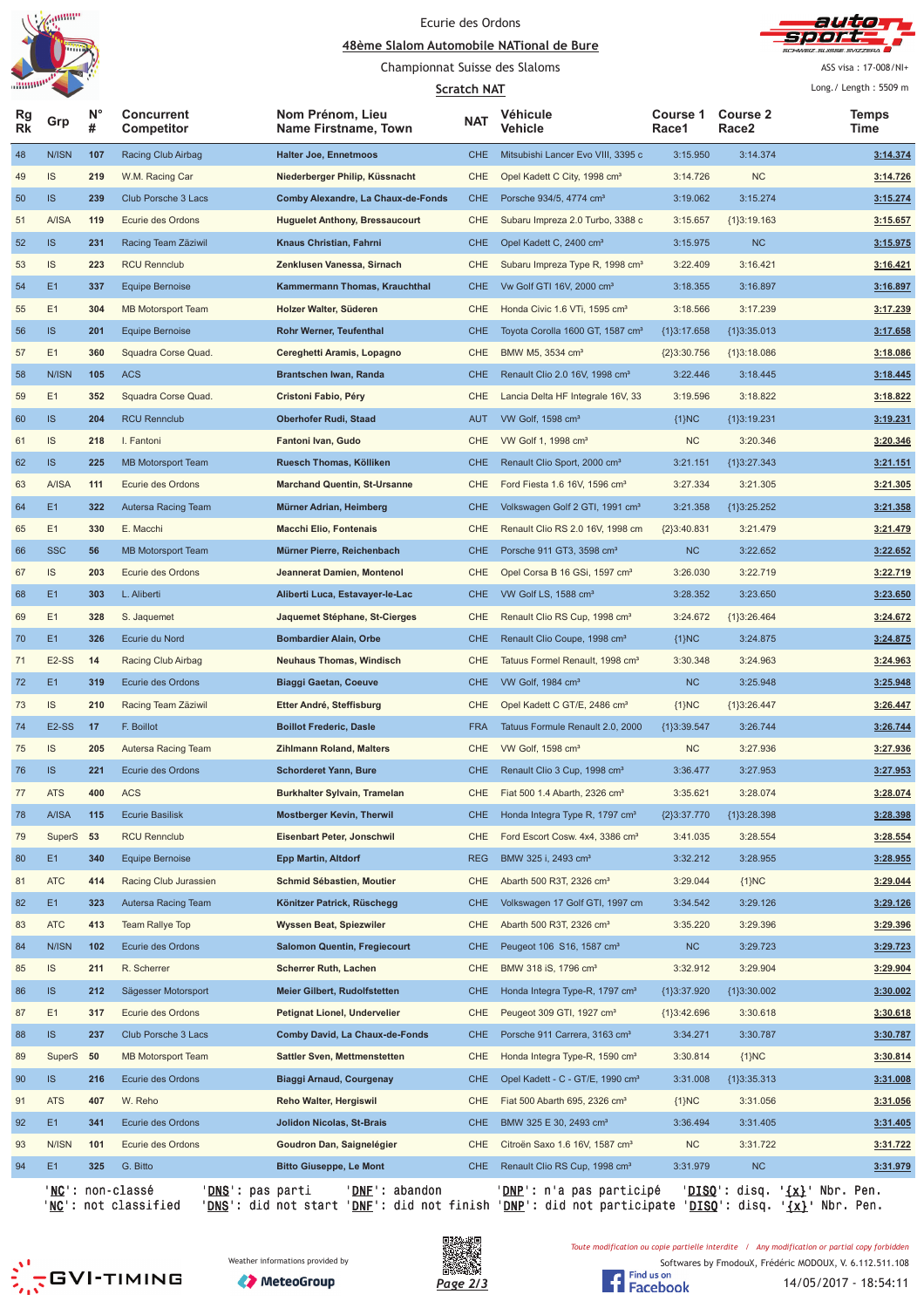Ecurie des Ordons

48ème Slalom Automobile NATional de Bure

Championnat Suisse des Slaloms

Scratch NAT

ASS visa : 17-008/NI+

Long./ Length : 5509 m

| Rg Rk | Grp | N° # | Concurrent Competitor | Nom Prénom, Lieu Name Firstname, Town | NAT | Véhicule Vehicle | Course 1 Race1 | Course 2 Race2 | Temps Time |
|---|---|---|---|---|---|---|---|---|---|
| 48 | N/ISN | 107 | Racing Club Airbag | Halter Joe, Ennetmoos | CHE | Mitsubishi Lancer Evo VIII, 3395 c | 3:15.950 | 3:14.374 | 3:14.374 |
| 49 | IS | 219 | W.M. Racing Car | Niederberger Philip, Küssnacht | CHE | Opel Kadett C City, 1998 cm³ | 3:14.726 | NC | 3:14.726 |
| 50 | IS | 239 | Club Porsche 3 Lacs | Comby Alexandre, La Chaux-de-Fonds | CHE | Porsche 934/5, 4774 cm³ | 3:19.062 | 3:15.274 | 3:15.274 |
| 51 | A/ISA | 119 | Ecurie des Ordons | Huguelet Anthony, Bressaucourt | CHE | Subaru Impreza 2.0 Turbo, 3388 c | 3:15.657 | {1}3:19.163 | 3:15.657 |
| 52 | IS | 231 | Racing Team Zäziwil | Knaus Christian, Fahrni | CHE | Opel Kadett C, 2400 cm³ | 3:15.975 | NC | 3:15.975 |
| 53 | IS | 223 | RCU Rennclub | Zenklusen Vanessa, Sirnach | CHE | Subaru Impreza Type R, 1998 cm³ | 3:22.409 | 3:16.421 | 3:16.421 |
| 54 | E1 | 337 | Equipe Bernoise | Kammermann Thomas, Krauchthal | CHE | Vw Golf GTI 16V, 2000 cm³ | 3:18.355 | 3:16.897 | 3:16.897 |
| 55 | E1 | 304 | MB Motorsport Team | Holzer Walter, Süderen | CHE | Honda Civic 1.6 VTi, 1595 cm³ | 3:18.566 | 3:17.239 | 3:17.239 |
| 56 | IS | 201 | Equipe Bernoise | Rohr Werner, Teufenthal | CHE | Toyota Corolla 1600 GT, 1587 cm³ | {1}3:17.658 | {1}3:35.013 | 3:17.658 |
| 57 | E1 | 360 | Squadra Corse Quad. | Cereghetti Aramis, Lopagno | CHE | BMW M5, 3534 cm³ | {2}3:30.756 | {1}3:18.086 | 3:18.086 |
| 58 | N/ISN | 105 | ACS | Brantschen Iwan, Randa | CHE | Renault Clio 2.0 16V, 1998 cm³ | 3:22.446 | 3:18.445 | 3:18.445 |
| 59 | E1 | 352 | Squadra Corse Quad. | Cristoni Fabio, Péry | CHE | Lancia Delta HF Integrale 16V, 33 | 3:19.596 | 3:18.822 | 3:18.822 |
| 60 | IS | 204 | RCU Rennclub | Oberhofer Rudi, Staad | AUT | VW Golf, 1598 cm³ | {1}NC | {1}3:19.231 | 3:19.231 |
| 61 | IS | 218 | I. Fantoni | Fantoni Ivan, Gudo | CHE | VW Golf 1, 1998 cm³ | NC | 3:20.346 | 3:20.346 |
| 62 | IS | 225 | MB Motorsport Team | Ruesch Thomas, Kölliken | CHE | Renault Clio Sport, 2000 cm³ | 3:21.151 | {1}3:27.343 | 3:21.151 |
| 63 | A/ISA | 111 | Ecurie des Ordons | Marchand Quentin, St-Ursanne | CHE | Ford Fiesta 1.6 16V, 1596 cm³ | 3:27.334 | 3:21.305 | 3:21.305 |
| 64 | E1 | 322 | Autersa Racing Team | Mürner Adrian, Heimberg | CHE | Volkswagen Golf 2 GTI, 1991 cm³ | 3:21.358 | {1}3:25.252 | 3:21.358 |
| 65 | E1 | 330 | E. Macchi | Macchi Elio, Fontenais | CHE | Renault Clio RS 2.0 16V, 1998 cm | {2}3:40.831 | 3:21.479 | 3:21.479 |
| 66 | SSC | 56 | MB Motorsport Team | Mürner Pierre, Reichenbach | CHE | Porsche 911 GT3, 3598 cm³ | NC | 3:22.652 | 3:22.652 |
| 67 | IS | 203 | Ecurie des Ordons | Jeannerat Damien, Montenol | CHE | Opel Corsa B 16 GSi, 1597 cm³ | 3:26.030 | 3:22.719 | 3:22.719 |
| 68 | E1 | 303 | L. Aliberti | Aliberti Luca, Estavayer-le-Lac | CHE | VW Golf LS, 1588 cm³ | 3:28.352 | 3:23.650 | 3:23.650 |
| 69 | E1 | 328 | S. Jaquemet | Jaquemet Stéphane, St-Cierges | CHE | Renault Clio RS Cup, 1998 cm³ | 3:24.672 | {1}3:26.464 | 3:24.672 |
| 70 | E1 | 326 | Ecurie du Nord | Bombardier Alain, Orbe | CHE | Renault Clio Coupe, 1998 cm³ | {1}NC | 3:24.875 | 3:24.875 |
| 71 | E2-SS | 14 | Racing Club Airbag | Neuhaus Thomas, Windisch | CHE | Tatuus Formel Renault, 1998 cm³ | 3:30.348 | 3:24.963 | 3:24.963 |
| 72 | E1 | 319 | Ecurie des Ordons | Biaggi Gaetan, Coeuve | CHE | VW Golf, 1984 cm³ | NC | 3:25.948 | 3:25.948 |
| 73 | IS | 210 | Racing Team Zäziwil | Etter André, Steffisburg | CHE | Opel Kadett C GT/E, 2486 cm³ | {1}NC | {1}3:26.447 | 3:26.447 |
| 74 | E2-SS | 17 | F. Boillot | Boillot Frederic, Dasle | FRA | Tatuus Formule Renault 2.0, 2000 | {1}3:39.547 | 3:26.744 | 3:26.744 |
| 75 | IS | 205 | Autersa Racing Team | Zihlmann Roland, Malters | CHE | VW Golf, 1598 cm³ | NC | 3:27.936 | 3:27.936 |
| 76 | IS | 221 | Ecurie des Ordons | Schorderet Yann, Bure | CHE | Renault Clio 3 Cup, 1998 cm³ | 3:36.477 | 3:27.953 | 3:27.953 |
| 77 | ATS | 400 | ACS | Burkhalter Sylvain, Tramelan | CHE | Fiat 500 1.4 Abarth, 2326 cm³ | 3:35.621 | 3:28.074 | 3:28.074 |
| 78 | A/ISA | 115 | Ecurie Basilisk | Mostberger Kevin, Therwil | CHE | Honda Integra Type R, 1797 cm³ | {2}3:37.770 | {1}3:28.398 | 3:28.398 |
| 79 | SuperS | 53 | RCU Rennclub | Eisenbart Peter, Jonschwil | CHE | Ford Escort Cosw. 4x4, 3386 cm³ | 3:41.035 | 3:28.554 | 3:28.554 |
| 80 | E1 | 340 | Equipe Bernoise | Epp Martin, Altdorf | REG | BMW 325 i, 2493 cm³ | 3:32.212 | 3:28.955 | 3:28.955 |
| 81 | ATC | 414 | Racing Club Jurassien | Schmid Sébastien, Moutier | CHE | Abarth 500 R3T, 2326 cm³ | 3:29.044 | {1}NC | 3:29.044 |
| 82 | E1 | 323 | Autersa Racing Team | Könitzer Patrick, Rüschegg | CHE | Volkswagen 17 Golf GTI, 1997 cm | 3:34.542 | 3:29.126 | 3:29.126 |
| 83 | ATC | 413 | Team Rallye Top | Wyssen Beat, Spiezwiler | CHE | Abarth 500 R3T, 2326 cm³ | 3:35.220 | 3:29.396 | 3:29.396 |
| 84 | N/ISN | 102 | Ecurie des Ordons | Salomon Quentin, Fregiecourt | CHE | Peugeot 106 S16, 1587 cm³ | NC | 3:29.723 | 3:29.723 |
| 85 | IS | 211 | R. Scherrer | Scherrer Ruth, Lachen | CHE | BMW 318 iS, 1796 cm³ | 3:32.912 | 3:29.904 | 3:29.904 |
| 86 | IS | 212 | Sägesser Motorsport | Meier Gilbert, Rudolfstetten | CHE | Honda Integra Type-R, 1797 cm³ | {1}3:37.920 | {1}3:30.002 | 3:30.002 |
| 87 | E1 | 317 | Ecurie des Ordons | Petignat Lionel, Undervelier | CHE | Peugeot 309 GTI, 1927 cm³ | {1}3:42.696 | 3:30.618 | 3:30.618 |
| 88 | IS | 237 | Club Porsche 3 Lacs | Comby David, La Chaux-de-Fonds | CHE | Porsche 911 Carrera, 3163 cm³ | 3:34.271 | 3:30.787 | 3:30.787 |
| 89 | SuperS | 50 | MB Motorsport Team | Sattler Sven, Mettmenstetten | CHE | Honda Integra Type-R, 1590 cm³ | 3:30.814 | {1}NC | 3:30.814 |
| 90 | IS | 216 | Ecurie des Ordons | Biaggi Arnaud, Courgenay | CHE | Opel Kadett - C - GT/E, 1990 cm³ | 3:31.008 | {1}3:35.313 | 3:31.008 |
| 91 | ATS | 407 | W. Reho | Reho Walter, Hergiswil | CHE | Fiat 500 Abarth 695, 2326 cm³ | {1}NC | 3:31.056 | 3:31.056 |
| 92 | E1 | 341 | Ecurie des Ordons | Jolidon Nicolas, St-Brais | CHE | BMW 325 E 30, 2493 cm³ | 3:36.494 | 3:31.405 | 3:31.405 |
| 93 | N/ISN | 101 | Ecurie des Ordons | Goudron Dan, Saignelégier | CHE | Citroën Saxo 1.6 16V, 1587 cm³ | NC | 3:31.722 | 3:31.722 |
| 94 | E1 | 325 | G. Bitto | Bitto Giuseppe, Le Mont | CHE | Renault Clio RS Cup, 1998 cm³ | 3:31.979 | NC | 3:31.979 |

'NC': non-classé 'DNS': pas parti 'DNF': abandon 'DNP': n'a pas participé 'DISQ': disq. '{x}' Nbr. Pen.
'NC': not classified 'DNS': did not start 'DNF': did not finish 'DNP': did not participate 'DISQ': disq. '{x}' Nbr. Pen.

Weather informations provided by MeteoGroup

Toute modification ou copie partielle interdite / Any modification or partial copy forbidden

Softwares by FmodouX, Frédéric MODOUX, V. 6.112.511.108

14/05/2017 - 18:54:11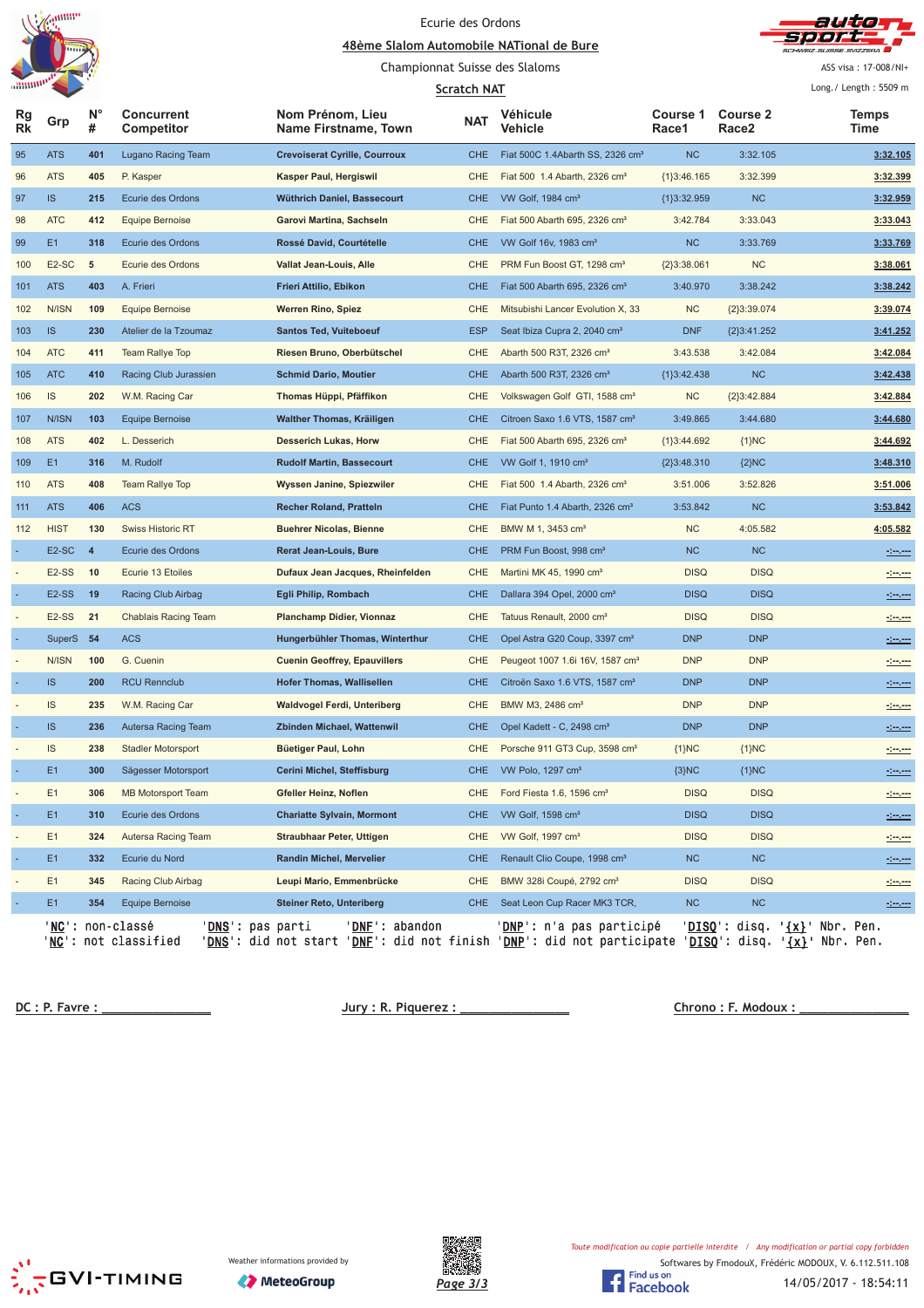Ecurie des Ordons

**48ème Slalom Automobile NATional de Bure**

Championnat Suisse des Slaloms

**Scratch NAT**

ASS visa : 17-008/NI+

Long./ Length : 5509 m

| Rg Rk | Grp | N° # | Concurrent Competitor | Nom Prénom, Lieu Name Firstname, Town | NAT | Véhicule Vehicle | Course 1 Race1 | Course 2 Race2 | Temps Time |
|---|---|---|---|---|---|---|---|---|---|
| 95 | ATS | 401 | Lugano Racing Team | **Crevoiserat Cyrille, Courroux** | CHE | Fiat 500C 1.4Abarth SS, 2326 cm³ | NC | 3:32.105 | **3:32.105** |
| 96 | ATS | 405 | P. Kasper | **Kasper Paul, Hergiswil** | CHE | Fiat 500 1.4 Abarth, 2326 cm³ | {1}3:46.165 | 3:32.399 | **3:32.399** |
| 97 | IS | 215 | Ecurie des Ordons | **Wüthrich Daniel, Bassecourt** | CHE | VW Golf, 1984 cm³ | {1}3:32.959 | NC | **3:32.959** |
| 98 | ATC | 412 | Equipe Bernoise | **Garovi Martina, Sachseln** | CHE | Fiat 500 Abarth 695, 2326 cm³ | 3:42.784 | 3:33.043 | **3:33.043** |
| 99 | E1 | 318 | Ecurie des Ordons | **Rossé David, Courtételle** | CHE | VW Golf 16v, 1983 cm³ | NC | 3:33.769 | **3:33.769** |
| 100 | E2-SC | 5 | Ecurie des Ordons | **Vallat Jean-Louis, Alle** | CHE | PRM Fun Boost GT, 1298 cm³ | {2}3:38.061 | NC | **3:38.061** |
| 101 | ATS | 403 | A. Frieri | **Frieri Attilio, Ebikon** | CHE | Fiat 500 Abarth 695, 2326 cm³ | 3:40.970 | 3:38.242 | **3:38.242** |
| 102 | N/ISN | 109 | Equipe Bernoise | **Werren Rino, Spiez** | CHE | Mitsubishi Lancer Evolution X, 33 | NC | {2}3:39.074 | **3:39.074** |
| 103 | IS | 230 | Atelier de la Tzoumaz | **Santos Ted, Vuiteboeuf** | ESP | Seat Ibiza Cupra 2, 2040 cm³ | DNF | {2}3:41.252 | **3:41.252** |
| 104 | ATC | 411 | Team Rallye Top | **Riesen Bruno, Oberbütschel** | CHE | Abarth 500 R3T, 2326 cm³ | 3:43.538 | 3:42.084 | **3:42.084** |
| 105 | ATC | 410 | Racing Club Jurassien | **Schmid Dario, Moutier** | CHE | Abarth 500 R3T, 2326 cm³ | {1}3:42.438 | NC | **3:42.438** |
| 106 | IS | 202 | W.M. Racing Car | **Thomas Hüppi, Pfäffikon** | CHE | Volkswagen Golf GTI, 1588 cm³ | NC | {2}3:42.884 | **3:42.884** |
| 107 | N/ISN | 103 | Equipe Bernoise | **Walther Thomas, Kräiligen** | CHE | Citroen Saxo 1.6 VTS, 1587 cm³ | 3:49.865 | 3:44.680 | **3:44.680** |
| 108 | ATS | 402 | L. Desserich | **Desserich Lukas, Horw** | CHE | Fiat 500 Abarth 695, 2326 cm³ | {1}3:44.692 | {1}NC | **3:44.692** |
| 109 | E1 | 316 | M. Rudolf | **Rudolf Martin, Bassecourt** | CHE | VW Golf 1, 1910 cm³ | {2}3:48.310 | {2}NC | **3:48.310** |
| 110 | ATS | 408 | Team Rallye Top | **Wyssen Janine, Spiezwiler** | CHE | Fiat 500 1.4 Abarth, 2326 cm³ | 3:51.006 | 3:52.826 | **3:51.006** |
| 111 | ATS | 406 | ACS | **Recher Roland, Pratteln** | CHE | Fiat Punto 1.4 Abarth, 2326 cm³ | 3:53.842 | NC | **3:53.842** |
| 112 | HIST | 130 | Swiss Historic RT | **Buehrer Nicolas, Bienne** | CHE | BMW M 1, 3453 cm³ | NC | 4:05.582 | **4:05.582** |
| - | E2-SC | 4 | Ecurie des Ordons | **Rerat Jean-Louis, Bure** | CHE | PRM Fun Boost, 998 cm³ | NC | NC | -:--.--- |
| - | E2-SS | 10 | Ecurie 13 Etoiles | **Dufaux Jean Jacques, Rheinfelden** | CHE | Martini MK 45, 1990 cm³ | DISQ | DISQ | -:--.--- |
| - | E2-SS | 19 | Racing Club Airbag | **Egli Philip, Rombach** | CHE | Dallara 394 Opel, 2000 cm³ | DISQ | DISQ | -:--.--- |
| - | E2-SS | 21 | Chablais Racing Team | **Planchamp Didier, Vionnaz** | CHE | Tatuus Renault, 2000 cm³ | DISQ | DISQ | -:--.--- |
| - | SuperS | 54 | ACS | **Hungerbühler Thomas, Winterthur** | CHE | Opel Astra G20 Coup, 3397 cm³ | DNP | DNP | -:--.--- |
| - | N/ISN | 100 | G. Cuenin | **Cuenin Geoffrey, Epauvillers** | CHE | Peugeot 1007 1.6i 16V, 1587 cm³ | DNP | DNP | -:--.--- |
| - | IS | 200 | RCU Rennclub | **Hofer Thomas, Wallisellen** | CHE | Citroën Saxo 1.6 VTS, 1587 cm³ | DNP | DNP | -:--.--- |
| - | IS | 235 | W.M. Racing Car | **Waldvogel Ferdi, Unteriberg** | CHE | BMW M3, 2486 cm³ | DNP | DNP | -:--.--- |
| - | IS | 236 | Autersa Racing Team | **Zbinden Michael, Wattenwil** | CHE | Opel Kadett - C, 2498 cm³ | DNP | DNP | -:--.--- |
| - | IS | 238 | Stadler Motorsport | **Büetiger Paul, Lohn** | CHE | Porsche 911 GT3 Cup, 3598 cm³ | {1}NC | {1}NC | -:--.--- |
| - | E1 | 300 | Sägesser Motorsport | **Cerini Michel, Steffisburg** | CHE | VW Polo, 1297 cm³ | {3}NC | {1}NC | -:--.--- |
| - | E1 | 306 | MB Motorsport Team | **Gfeller Heinz, Noflen** | CHE | Ford Fiesta 1.6, 1596 cm³ | DISQ | DISQ | -:--.--- |
| - | E1 | 310 | Ecurie des Ordons | **Chariatte Sylvain, Mormont** | CHE | VW Golf, 1598 cm³ | DISQ | DISQ | -:--.--- |
| - | E1 | 324 | Autersa Racing Team | **Straubhaar Peter, Uttigen** | CHE | VW Golf, 1997 cm³ | DISQ | DISQ | -:--.--- |
| - | E1 | 332 | Ecurie du Nord | **Randin Michel, Mervelier** | CHE | Renault Clio Coupe, 1998 cm³ | NC | NC | -:--.--- |
| - | E1 | 345 | Racing Club Airbag | **Leupi Mario, Emmenbrücke** | CHE | BMW 328i Coupé, 2792 cm³ | DISQ | DISQ | -:--.--- |
| - | E1 | 354 | Equipe Bernoise | **Steiner Reto, Unteriberg** | CHE | Seat Leon Cup Racer MK3 TCR, | NC | NC | -:--.--- |

'NC': non-classé 'DNS': pas parti 'DNF': abandon 'DNP': n'a pas participé 'DISQ': disq. '{x}' Nbr. Pen.
'NC': not classified 'DNS': did not start 'DNF': did not finish 'DNP': did not participate 'DISQ': disq. '{x}' Nbr. Pen.

DC : P. Favre : _______________ Jury : R. Piquerez : _______________ Chrono : F. Modoux : _______________

Weather informations provided by MeteoGroup

*Toute modification ou copie partielle interdite / Any modification or partial copy forbidden*

Softwares by FmodouX, Frédéric MODOUX, V. 6.112.511.108

14/05/2017 - 18:54:11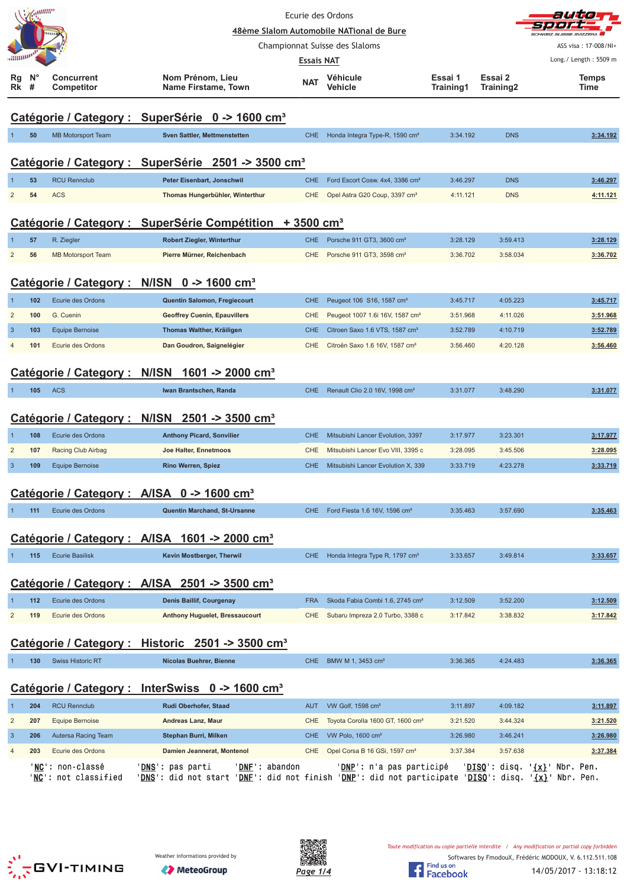Ecurie des Ordons

48ème Slalom Automobile NATional de Bure

Championnat Suisse des Slaloms

Essais NAT

ASS visa : 17-008/NI+

Long./ Length : 5509 m

## Catégorie / Category : SuperSérie 0 -> 1600 cm³

| Rg Rk | N° # | Concurrent Competitor | Nom Prénom, Lieu Name Firstame, Town | NAT | Véhicule Vehicle | Essai 1 Training1 | Essai 2 Training2 | Temps Time |
|---|---|---|---|---|---|---|---|---|
| 1 | 50 | MB Motorsport Team | Sven Sattler, Mettmenstetten | CHE | Honda Integra Type-R, 1590 cm³ | 3:34.192 | DNS | 3:34.192 |

## Catégorie / Category : SuperSérie 2501 -> 3500 cm³

| Rg Rk | N° # | Concurrent Competitor | Nom Prénom, Lieu Name Firstame, Town | NAT | Véhicule Vehicle | Essai 1 Training1 | Essai 2 Training2 | Temps Time |
|---|---|---|---|---|---|---|---|---|
| 1 | 53 | RCU Rennclub | Peter Eisenbart, Jonschwil | CHE | Ford Escort Cosw. 4x4, 3386 cm³ | 3:46.297 | DNS | 3:46.297 |
| 2 | 54 | ACS | Thomas Hungerbühler, Winterthur | CHE | Opel Astra G20 Coup, 3397 cm³ | 4:11.121 | DNS | 4:11.121 |

## Catégorie / Category : SuperSérie Compétition + 3500 cm³

| Rg Rk | N° # | Concurrent Competitor | Nom Prénom, Lieu Name Firstame, Town | NAT | Véhicule Vehicle | Essai 1 Training1 | Essai 2 Training2 | Temps Time |
|---|---|---|---|---|---|---|---|---|
| 1 | 57 | R. Ziegler | Robert Ziegler, Winterthur | CHE | Porsche 911 GT3, 3600 cm³ | 3:28.129 | 3:59.413 | 3:28.129 |
| 2 | 56 | MB Motorsport Team | Pierre Mürner, Reichenbach | CHE | Porsche 911 GT3, 3598 cm³ | 3:36.702 | 3:58.034 | 3:36.702 |

## Catégorie / Category : N/ISN 0 -> 1600 cm³

| Rg Rk | N° # | Concurrent Competitor | Nom Prénom, Lieu Name Firstame, Town | NAT | Véhicule Vehicle | Essai 1 Training1 | Essai 2 Training2 | Temps Time |
|---|---|---|---|---|---|---|---|---|
| 1 | 102 | Ecurie des Ordons | Quentin Salomon, Fregiecourt | CHE | Peugeot 106 S16, 1587 cm³ | 3:45.717 | 4:05.223 | 3:45.717 |
| 2 | 100 | G. Cuenin | Geoffrey Cuenin, Epauvillers | CHE | Peugeot 1007 1.6i 16V, 1587 cm³ | 3:51.968 | 4:11.026 | 3:51.968 |
| 3 | 103 | Equipe Bernoise | Thomas Walther, Kräiligen | CHE | Citroen Saxo 1.6 VTS, 1587 cm³ | 3:52.789 | 4:10.719 | 3:52.789 |
| 4 | 101 | Ecurie des Ordons | Dan Goudron, Saignelégier | CHE | Citroën Saxo 1.6 16V, 1587 cm³ | 3:56.460 | 4:20.128 | 3:56.460 |

## Catégorie / Category : N/ISN 1601 -> 2000 cm³

| Rg Rk | N° # | Concurrent Competitor | Nom Prénom, Lieu Name Firstame, Town | NAT | Véhicule Vehicle | Essai 1 Training1 | Essai 2 Training2 | Temps Time |
|---|---|---|---|---|---|---|---|---|
| 1 | 105 | ACS | Iwan Brantschen, Randa | CHE | Renault Clio 2.0 16V, 1998 cm³ | 3:31.077 | 3:48.290 | 3:31.077 |

## Catégorie / Category : N/ISN 2501 -> 3500 cm³

| Rg Rk | N° # | Concurrent Competitor | Nom Prénom, Lieu Name Firstame, Town | NAT | Véhicule Vehicle | Essai 1 Training1 | Essai 2 Training2 | Temps Time |
|---|---|---|---|---|---|---|---|---|
| 1 | 108 | Ecurie des Ordons | Anthony Picard, Sonvilier | CHE | Mitsubishi Lancer Evolution, 3397 | 3:17.977 | 3:23.301 | 3:17.977 |
| 2 | 107 | Racing Club Airbag | Joe Halter, Ennetmoos | CHE | Mitsubishi Lancer Evo VIII, 3395 c | 3:28.095 | 3:45.506 | 3:28.095 |
| 3 | 109 | Equipe Bernoise | Rino Werren, Spiez | CHE | Mitsubishi Lancer Evolution X, 339 | 3:33.719 | 4:23.278 | 3:33.719 |

## Catégorie / Category : A/ISA 0 -> 1600 cm³

| Rg Rk | N° # | Concurrent Competitor | Nom Prénom, Lieu Name Firstame, Town | NAT | Véhicule Vehicle | Essai 1 Training1 | Essai 2 Training2 | Temps Time |
|---|---|---|---|---|---|---|---|---|
| 1 | 111 | Ecurie des Ordons | Quentin Marchand, St-Ursanne | CHE | Ford Fiesta 1.6 16V, 1596 cm³ | 3:35.463 | 3:57.690 | 3:35.463 |

## Catégorie / Category : A/ISA 1601 -> 2000 cm³

| Rg Rk | N° # | Concurrent Competitor | Nom Prénom, Lieu Name Firstame, Town | NAT | Véhicule Vehicle | Essai 1 Training1 | Essai 2 Training2 | Temps Time |
|---|---|---|---|---|---|---|---|---|
| 1 | 115 | Ecurie Basilisk | Kevin Mostberger, Therwil | CHE | Honda Integra Type R, 1797 cm³ | 3:33.657 | 3:49.814 | 3:33.657 |

## Catégorie / Category : A/ISA 2501 -> 3500 cm³

| Rg Rk | N° # | Concurrent Competitor | Nom Prénom, Lieu Name Firstame, Town | NAT | Véhicule Vehicle | Essai 1 Training1 | Essai 2 Training2 | Temps Time |
|---|---|---|---|---|---|---|---|---|
| 1 | 112 | Ecurie des Ordons | Denis Baillif, Courgenay | FRA | Skoda Fabia Combi 1.6, 2745 cm³ | 3:12.509 | 3:52.200 | 3:12.509 |
| 2 | 119 | Ecurie des Ordons | Anthony Huguelet, Bressaucourt | CHE | Subaru Impreza 2.0 Turbo, 3388 c | 3:17.842 | 3:38.832 | 3:17.842 |

## Catégorie / Category : Historic 2501 -> 3500 cm³

| Rg Rk | N° # | Concurrent Competitor | Nom Prénom, Lieu Name Firstame, Town | NAT | Véhicule Vehicle | Essai 1 Training1 | Essai 2 Training2 | Temps Time |
|---|---|---|---|---|---|---|---|---|
| 1 | 130 | Swiss Historic RT | Nicolas Buehrer, Bienne | CHE | BMW M 1, 3453 cm³ | 3:36.365 | 4:24.483 | 3:36.365 |

## Catégorie / Category : InterSwiss 0 -> 1600 cm³

| Rg Rk | N° # | Concurrent Competitor | Nom Prénom, Lieu Name Firstame, Town | NAT | Véhicule Vehicle | Essai 1 Training1 | Essai 2 Training2 | Temps Time |
|---|---|---|---|---|---|---|---|---|
| 1 | 204 | RCU Rennclub | Rudi Oberhofer, Staad | AUT | VW Golf, 1598 cm³ | 3:11.897 | 4:09.182 | 3:11.897 |
| 2 | 207 | Equipe Bernoise | Andreas Lanz, Maur | CHE | Toyota Corolla 1600 GT, 1600 cm³ | 3:21.520 | 3:44.324 | 3:21.520 |
| 3 | 206 | Autersa Racing Team | Stephan Burri, Milken | CHE | VW Polo, 1600 cm³ | 3:26.980 | 3:46.241 | 3:26.980 |
| 4 | 203 | Ecurie des Ordons | Damien Jeannerat, Montenol | CHE | Opel Corsa B 16 GSi, 1597 cm³ | 3:37.384 | 3:57.638 | 3:37.384 |

'NC': non-classé 'DNS': pas parti 'DNF': abandon 'DNP': n'a pas participé 'DISQ': disq. '{x}' Nbr. Pen.
'NC': not classified 'DNS': did not start 'DNF': did not finish 'DNP': did not participate 'DISQ': disq. '{x}' Nbr. Pen.

Weather informations provided by MeteoGroup

Toute modification ou copie partielle interdite / Any modification or partial copy forbidden

Softwares by FmodouX, Frédéric MODOUX, V. 6.112.511.108

14/05/2017 - 13:18:12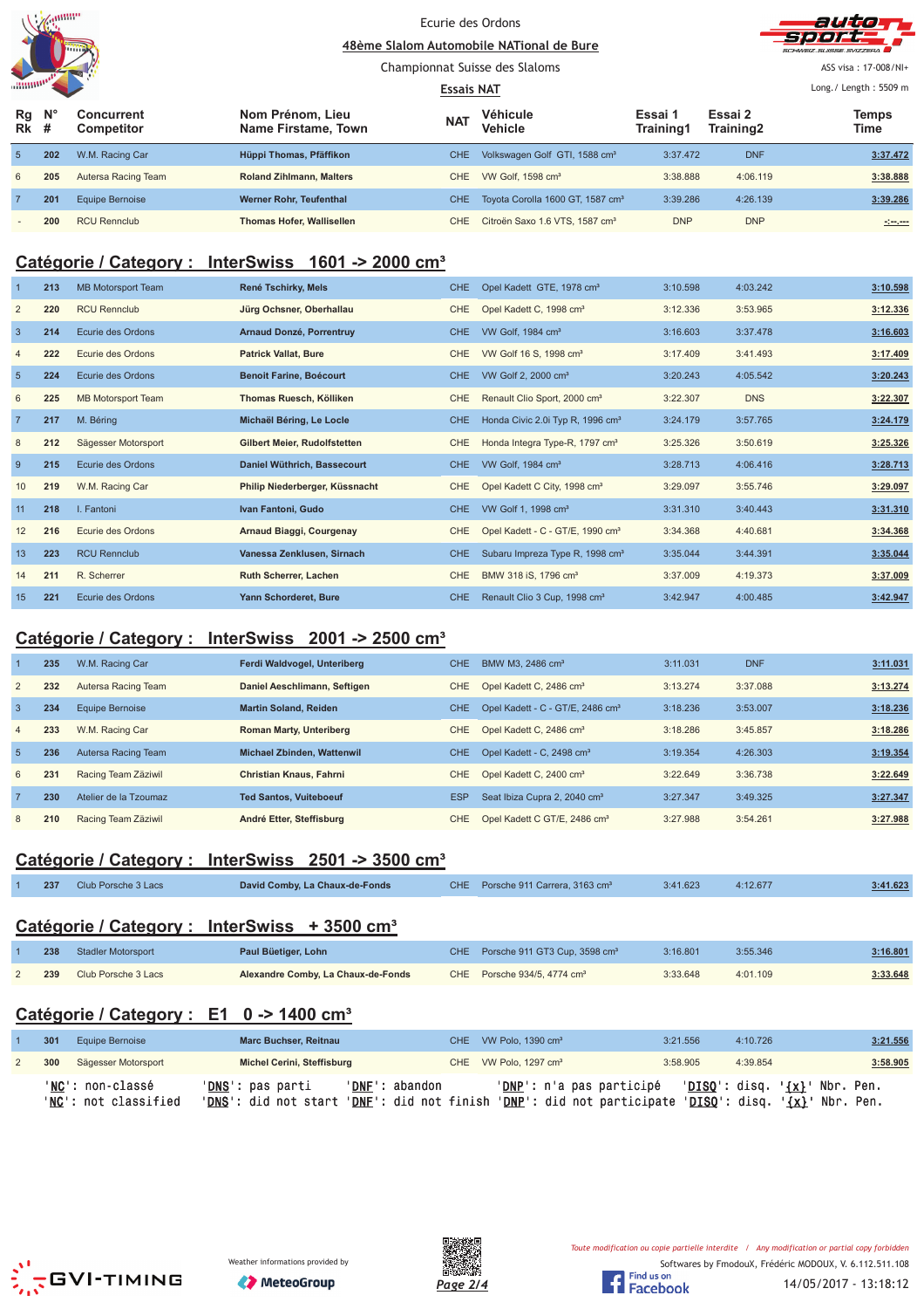Ecurie des Ordons

48ème Slalom Automobile NATional de Bure

Championnat Suisse des Slaloms

Essais NAT

ASS visa : 17-008/NI+

Long./ Length : 5509 m

| Rg Rk | N° # | Concurrent Competitor | Nom Prénom, Lieu Name Firstame, Town | NAT | Véhicule Vehicle | Essai 1 Training1 | Essai 2 Training2 | Temps Time |
|---|---|---|---|---|---|---|---|---|
| 5 | 202 | W.M. Racing Car | Hüppi Thomas, Pfäffikon | CHE | Volkswagen Golf GTI, 1588 cm³ | 3:37.472 | DNF | 3:37.472 |
| 6 | 205 | Autersa Racing Team | Roland Zihlmann, Malters | CHE | VW Golf, 1598 cm³ | 3:38.888 | 4:06.119 | 3:38.888 |
| 7 | 201 | Equipe Bernoise | Werner Rohr, Teufenthal | CHE | Toyota Corolla 1600 GT, 1587 cm³ | 3:39.286 | 4:26.139 | 3:39.286 |
| - | 200 | RCU Rennclub | Thomas Hofer, Wallisellen | CHE | Citroën Saxo 1.6 VTS, 1587 cm³ | DNP | DNP | -:--.--- |

## Catégorie / Category : InterSwiss 1601 -> 2000 cm³

| Rg Rk | N° # | Concurrent Competitor | Nom Prénom, Lieu Name Firstame, Town | NAT | Véhicule Vehicle | Essai 1 Training1 | Essai 2 Training2 | Temps Time |
|---|---|---|---|---|---|---|---|---|
| 1 | 213 | MB Motorsport Team | René Tschirky, Mels | CHE | Opel Kadett GTE, 1978 cm³ | 3:10.598 | 4:03.242 | 3:10.598 |
| 2 | 220 | RCU Rennclub | Jürg Ochsner, Oberhallau | CHE | Opel Kadett C, 1998 cm³ | 3:12.336 | 3:53.965 | 3:12.336 |
| 3 | 214 | Ecurie des Ordons | Arnaud Donzé, Porrentruy | CHE | VW Golf, 1984 cm³ | 3:16.603 | 3:37.478 | 3:16.603 |
| 4 | 222 | Ecurie des Ordons | Patrick Vallat, Bure | CHE | VW Golf 16 S, 1998 cm³ | 3:17.409 | 3:41.493 | 3:17.409 |
| 5 | 224 | Ecurie des Ordons | Benoit Farine, Boécourt | CHE | VW Golf 2, 2000 cm³ | 3:20.243 | 4:05.542 | 3:20.243 |
| 6 | 225 | MB Motorsport Team | Thomas Ruesch, Kölliken | CHE | Renault Clio Sport, 2000 cm³ | 3:22.307 | DNS | 3:22.307 |
| 7 | 217 | M. Béring | Michaël Béring, Le Locle | CHE | Honda Civic 2.0i Typ R, 1996 cm³ | 3:24.179 | 3:57.765 | 3:24.179 |
| 8 | 212 | Sägesser Motorsport | Gilbert Meier, Rudolfstetten | CHE | Honda Integra Type-R, 1797 cm³ | 3:25.326 | 3:50.619 | 3:25.326 |
| 9 | 215 | Ecurie des Ordons | Daniel Wüthrich, Bassecourt | CHE | VW Golf, 1984 cm³ | 3:28.713 | 4:06.416 | 3:28.713 |
| 10 | 219 | W.M. Racing Car | Philip Niederberger, Küssnacht | CHE | Opel Kadett C City, 1998 cm³ | 3:29.097 | 3:55.746 | 3:29.097 |
| 11 | 218 | I. Fantoni | Ivan Fantoni, Gudo | CHE | VW Golf 1, 1998 cm³ | 3:31.310 | 3:40.443 | 3:31.310 |
| 12 | 216 | Ecurie des Ordons | Arnaud Biaggi, Courgenay | CHE | Opel Kadett - C - GT/E, 1990 cm³ | 3:34.368 | 4:40.681 | 3:34.368 |
| 13 | 223 | RCU Rennclub | Vanessa Zenklusen, Sirnach | CHE | Subaru Impreza Type R, 1998 cm³ | 3:35.044 | 3:44.391 | 3:35.044 |
| 14 | 211 | R. Scherrer | Ruth Scherrer, Lachen | CHE | BMW 318 iS, 1796 cm³ | 3:37.009 | 4:19.373 | 3:37.009 |
| 15 | 221 | Ecurie des Ordons | Yann Schorderet, Bure | CHE | Renault Clio 3 Cup, 1998 cm³ | 3:42.947 | 4:00.485 | 3:42.947 |

## Catégorie / Category : InterSwiss 2001 -> 2500 cm³

| Rg Rk | N° # | Concurrent Competitor | Nom Prénom, Lieu Name Firstame, Town | NAT | Véhicule Vehicle | Essai 1 Training1 | Essai 2 Training2 | Temps Time |
|---|---|---|---|---|---|---|---|---|
| 1 | 235 | W.M. Racing Car | Ferdi Waldvogel, Unteriberg | CHE | BMW M3, 2486 cm³ | 3:11.031 | DNF | 3:11.031 |
| 2 | 232 | Autersa Racing Team | Daniel Aeschlimann, Seftigen | CHE | Opel Kadett C, 2486 cm³ | 3:13.274 | 3:37.088 | 3:13.274 |
| 3 | 234 | Equipe Bernoise | Martin Soland, Reiden | CHE | Opel Kadett - C - GT/E, 2486 cm³ | 3:18.236 | 3:53.007 | 3:18.236 |
| 4 | 233 | W.M. Racing Car | Roman Marty, Unteriberg | CHE | Opel Kadett C, 2486 cm³ | 3:18.286 | 3:45.857 | 3:18.286 |
| 5 | 236 | Autersa Racing Team | Michael Zbinden, Wattenwil | CHE | Opel Kadett - C, 2498 cm³ | 3:19.354 | 4:26.303 | 3:19.354 |
| 6 | 231 | Racing Team Zäziwil | Christian Knaus, Fahrni | CHE | Opel Kadett C, 2400 cm³ | 3:22.649 | 3:36.738 | 3:22.649 |
| 7 | 230 | Atelier de la Tzoumaz | Ted Santos, Vuiteboeuf | ESP | Seat Ibiza Cupra 2, 2040 cm³ | 3:27.347 | 3:49.325 | 3:27.347 |
| 8 | 210 | Racing Team Zäziwil | André Etter, Steffisburg | CHE | Opel Kadett C GT/E, 2486 cm³ | 3:27.988 | 3:54.261 | 3:27.988 |

## Catégorie / Category : InterSwiss 2501 -> 3500 cm³

| Rg Rk | N° # | Concurrent Competitor | Nom Prénom, Lieu Name Firstame, Town | NAT | Véhicule Vehicle | Essai 1 Training1 | Essai 2 Training2 | Temps Time |
|---|---|---|---|---|---|---|---|---|
| 1 | 237 | Club Porsche 3 Lacs | David Comby, La Chaux-de-Fonds | CHE | Porsche 911 Carrera, 3163 cm³ | 3:41.623 | 4:12.677 | 3:41.623 |

## Catégorie / Category : InterSwiss + 3500 cm³

| Rg Rk | N° # | Concurrent Competitor | Nom Prénom, Lieu Name Firstame, Town | NAT | Véhicule Vehicle | Essai 1 Training1 | Essai 2 Training2 | Temps Time |
|---|---|---|---|---|---|---|---|---|
| 1 | 238 | Stadler Motorsport | Paul Büetiger, Lohn | CHE | Porsche 911 GT3 Cup, 3598 cm³ | 3:16.801 | 3:55.346 | 3:16.801 |
| 2 | 239 | Club Porsche 3 Lacs | Alexandre Comby, La Chaux-de-Fonds | CHE | Porsche 934/5, 4774 cm³ | 3:33.648 | 4:01.109 | 3:33.648 |

## Catégorie / Category : E1 0 -> 1400 cm³

| Rg Rk | N° # | Concurrent Competitor | Nom Prénom, Lieu Name Firstame, Town | NAT | Véhicule Vehicle | Essai 1 Training1 | Essai 2 Training2 | Temps Time |
|---|---|---|---|---|---|---|---|---|
| 1 | 301 | Equipe Bernoise | Marc Buchser, Reitnau | CHE | VW Polo, 1390 cm³ | 3:21.556 | 4:10.726 | 3:21.556 |
| 2 | 300 | Sägesser Motorsport | Michel Cerini, Steffisburg | CHE | VW Polo, 1297 cm³ | 3:58.905 | 4:39.854 | 3:58.905 |

'NC': non-classé 'DNS': pas parti 'DNF': abandon 'DNP': n'a pas participé 'DISQ': disq. '{x}' Nbr. Pen.
'NC': not classified 'DNS': did not start 'DNF': did not finish 'DNP': did not participate 'DISQ': disq. '{x}' Nbr. Pen.

Weather informations provided by MeteoGroup

Toute modification ou copie partielle interdite / Any modification or partial copy forbidden

Softwares by FmodouX, Frédéric MODOUX, V. 6.112.511.108

14/05/2017 - 13:18:12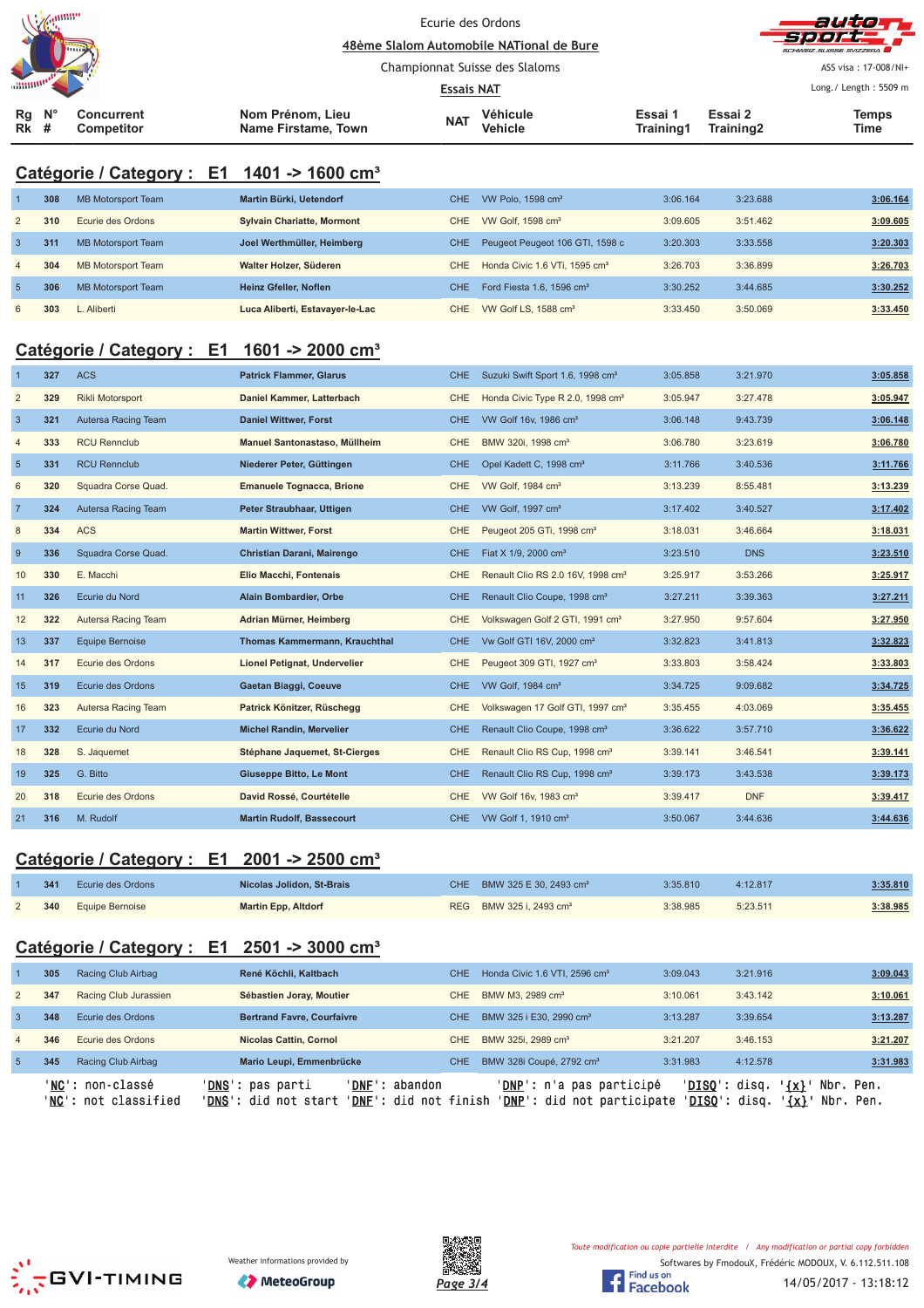Ecurie des Ordons

48ème Slalom Automobile NATional de Bure

Championnat Suisse des Slaloms

Essais NAT

ASS visa : 17-008/NI+

Long./ Length : 5509 m

## Catégorie / Category : E1 1401 -> 1600 cm³

| Rg Rk | N° # | Concurrent Competitor | Nom Prénom, Lieu Name Firstame, Town | NAT | Véhicule Vehicle | Essai 1 Training1 | Essai 2 Training2 | Temps Time |
|---|---|---|---|---|---|---|---|---|
| 1 | 308 | MB Motorsport Team | Martin Bürki, Uetendorf | CHE | VW Polo, 1598 cm³ | 3:06.164 | 3:23.688 | 3:06.164 |
| 2 | 310 | Ecurie des Ordons | Sylvain Chariatte, Mormont | CHE | VW Golf, 1598 cm³ | 3:09.605 | 3:51.462 | 3:09.605 |
| 3 | 311 | MB Motorsport Team | Joel Werthmüller, Heimberg | CHE | Peugeot Peugeot 106 GTI, 1598 c | 3:20.303 | 3:33.558 | 3:20.303 |
| 4 | 304 | MB Motorsport Team | Walter Holzer, Süderen | CHE | Honda Civic 1.6 VTi, 1595 cm³ | 3:26.703 | 3:36.899 | 3:26.703 |
| 5 | 306 | MB Motorsport Team | Heinz Gfeller, Noflen | CHE | Ford Fiesta 1.6, 1596 cm³ | 3:30.252 | 3:44.685 | 3:30.252 |
| 6 | 303 | L. Aliberti | Luca Aliberti, Estavayer-le-Lac | CHE | VW Golf LS, 1588 cm³ | 3:33.450 | 3:50.069 | 3:33.450 |

## Catégorie / Category : E1 1601 -> 2000 cm³

| Rg Rk | N° # | Concurrent Competitor | Nom Prénom, Lieu Name Firstame, Town | NAT | Véhicule Vehicle | Essai 1 Training1 | Essai 2 Training2 | Temps Time |
|---|---|---|---|---|---|---|---|---|
| 1 | 327 | ACS | Patrick Flammer, Glarus | CHE | Suzuki Swift Sport 1.6, 1998 cm³ | 3:05.858 | 3:21.970 | 3:05.858 |
| 2 | 329 | Rikli Motorsport | Daniel Kammer, Latterbach | CHE | Honda Civic Type R 2.0, 1998 cm³ | 3:05.947 | 3:27.478 | 3:05.947 |
| 3 | 321 | Autersa Racing Team | Daniel Wittwer, Forst | CHE | VW Golf 16v, 1986 cm³ | 3:06.148 | 9:43.739 | 3:06.148 |
| 4 | 333 | RCU Rennclub | Manuel Santonastaso, Müllheim | CHE | BMW 320i, 1998 cm³ | 3:06.780 | 3:23.619 | 3:06.780 |
| 5 | 331 | RCU Rennclub | Niederer Peter, Güttingen | CHE | Opel Kadett C, 1998 cm³ | 3:11.766 | 3:40.536 | 3:11.766 |
| 6 | 320 | Squadra Corse Quad. | Emanuele Tognacca, Brione | CHE | VW Golf, 1984 cm³ | 3:13.239 | 8:55.481 | 3:13.239 |
| 7 | 324 | Autersa Racing Team | Peter Straubhaar, Uttigen | CHE | VW Golf, 1997 cm³ | 3:17.402 | 3:40.527 | 3:17.402 |
| 8 | 334 | ACS | Martin Wittwer, Forst | CHE | Peugeot 205 GTi, 1998 cm³ | 3:18.031 | 3:46.664 | 3:18.031 |
| 9 | 336 | Squadra Corse Quad. | Christian Darani, Mairengo | CHE | Fiat X 1/9, 2000 cm³ | 3:23.510 | DNS | 3:23.510 |
| 10 | 330 | E. Macchi | Elio Macchi, Fontenais | CHE | Renault Clio RS 2.0 16V, 1998 cm³ | 3:25.917 | 3:53.266 | 3:25.917 |
| 11 | 326 | Ecurie du Nord | Alain Bombardier, Orbe | CHE | Renault Clio Coupe, 1998 cm³ | 3:27.211 | 3:39.363 | 3:27.211 |
| 12 | 322 | Autersa Racing Team | Adrian Mürner, Heimberg | CHE | Volkswagen Golf 2 GTI, 1991 cm³ | 3:27.950 | 9:57.604 | 3:27.950 |
| 13 | 337 | Equipe Bernoise | Thomas Kammermann, Krauchthal | CHE | Vw Golf GTI 16V, 2000 cm³ | 3:32.823 | 3:41.813 | 3:32.823 |
| 14 | 317 | Ecurie des Ordons | Lionel Petignat, Undervelier | CHE | Peugeot 309 GTI, 1927 cm³ | 3:33.803 | 3:58.424 | 3:33.803 |
| 15 | 319 | Ecurie des Ordons | Gaetan Biaggi, Coeuve | CHE | VW Golf, 1984 cm³ | 3:34.725 | 9:09.682 | 3:34.725 |
| 16 | 323 | Autersa Racing Team | Patrick Könitzer, Rüschegg | CHE | Volkswagen 17 Golf GTI, 1997 cm³ | 3:35.455 | 4:03.069 | 3:35.455 |
| 17 | 332 | Ecurie du Nord | Michel Randin, Mervelier | CHE | Renault Clio Coupe, 1998 cm³ | 3:36.622 | 3:57.710 | 3:36.622 |
| 18 | 328 | S. Jaquemet | Stéphane Jaquemet, St-Cierges | CHE | Renault Clio RS Cup, 1998 cm³ | 3:39.141 | 3:46.541 | 3:39.141 |
| 19 | 325 | G. Bitto | Giuseppe Bitto, Le Mont | CHE | Renault Clio RS Cup, 1998 cm³ | 3:39.173 | 3:43.538 | 3:39.173 |
| 20 | 318 | Ecurie des Ordons | David Rossé, Courtételle | CHE | VW Golf 16v, 1983 cm³ | 3:39.417 | DNF | 3:39.417 |
| 21 | 316 | M. Rudolf | Martin Rudolf, Bassecourt | CHE | VW Golf 1, 1910 cm³ | 3:50.067 | 3:44.636 | 3:44.636 |

## Catégorie / Category : E1 2001 -> 2500 cm³

| Rg Rk | N° # | Concurrent Competitor | Nom Prénom, Lieu Name Firstame, Town | NAT | Véhicule Vehicle | Essai 1 Training1 | Essai 2 Training2 | Temps Time |
|---|---|---|---|---|---|---|---|---|
| 1 | 341 | Ecurie des Ordons | Nicolas Jolidon, St-Brais | CHE | BMW 325 E 30, 2493 cm³ | 3:35.810 | 4:12.817 | 3:35.810 |
| 2 | 340 | Equipe Bernoise | Martin Epp, Altdorf | REG | BMW 325 i, 2493 cm³ | 3:38.985 | 5:23.511 | 3:38.985 |

## Catégorie / Category : E1 2501 -> 3000 cm³

| Rg Rk | N° # | Concurrent Competitor | Nom Prénom, Lieu Name Firstame, Town | NAT | Véhicule Vehicle | Essai 1 Training1 | Essai 2 Training2 | Temps Time |
|---|---|---|---|---|---|---|---|---|
| 1 | 305 | Racing Club Airbag | René Köchli, Kaltbach | CHE | Honda Civic 1.6 VTI, 2596 cm³ | 3:09.043 | 3:21.916 | 3:09.043 |
| 2 | 347 | Racing Club Jurassien | Sébastien Joray, Moutier | CHE | BMW M3, 2989 cm³ | 3:10.061 | 3:43.142 | 3:10.061 |
| 3 | 348 | Ecurie des Ordons | Bertrand Favre, Courfaivre | CHE | BMW 325 i E30, 2990 cm³ | 3:13.287 | 3:39.654 | 3:13.287 |
| 4 | 346 | Ecurie des Ordons | Nicolas Cattin, Cornol | CHE | BMW 325i, 2989 cm³ | 3:21.207 | 3:46.153 | 3:21.207 |
| 5 | 345 | Racing Club Airbag | Mario Leupi, Emmenbrücke | CHE | BMW 328i Coupé, 2792 cm³ | 3:31.983 | 4:12.578 | 3:31.983 |

'NC': non-classé 'DNS': pas parti 'DNF': abandon 'DNP': n'a pas participé 'DISQ': disq. '{x}' Nbr. Pen.
'NC': not classified 'DNS': did not start 'DNF': did not finish 'DNP': did not participate 'DISQ': disq. '{x}' Nbr. Pen.

Weather informations provided by MeteoGroup

Toute modification ou copie partielle interdite / Any modification or partial copy forbidden

Softwares by FmodouX, Frédéric MODOUX, V. 6.112.511.108

14/05/2017 - 13:18:12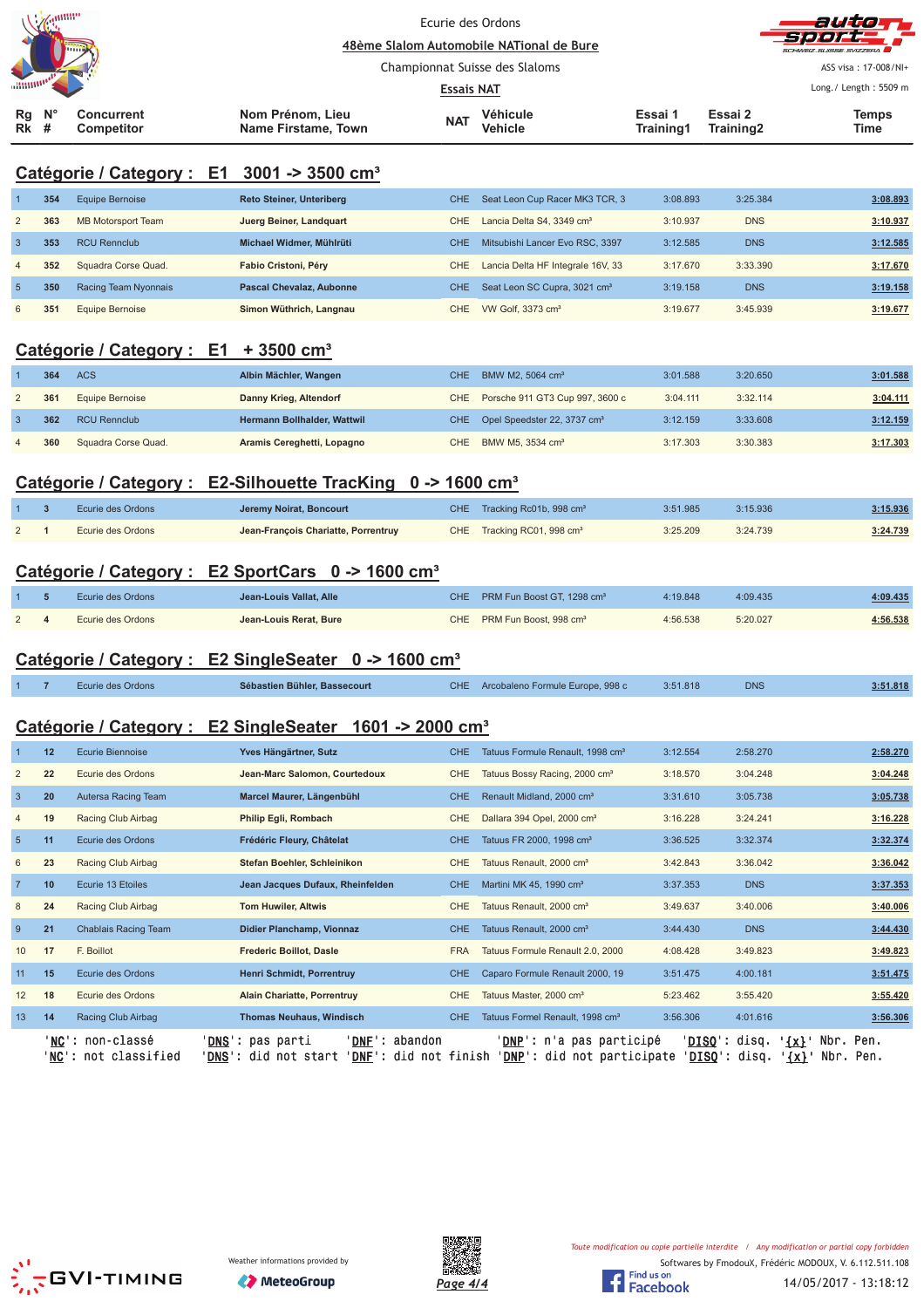Ecurie des Ordons

48ème Slalom Automobile NATional de Bure

Championnat Suisse des Slaloms

Essais NAT

ASS visa : 17-008/NI+

Long./ Length : 5509 m

## Catégorie / Category : E1 3001 -> 3500 cm³

| Rg Rk | N° # | Concurrent Competitor | Nom Prénom, Lieu Name Firstame, Town | NAT | Véhicule Vehicle | Essai 1 Training1 | Essai 2 Training2 | Temps Time |
|---|---|---|---|---|---|---|---|---|
| 1 | 354 | Equipe Bernoise | Reto Steiner, Unteriberg | CHE | Seat Leon Cup Racer MK3 TCR, 3 | 3:08.893 | 3:25.384 | 3:08.893 |
| 2 | 363 | MB Motorsport Team | Juerg Beiner, Landquart | CHE | Lancia Delta S4, 3349 cm³ | 3:10.937 | DNS | 3:10.937 |
| 3 | 353 | RCU Rennclub | Michael Widmer, Mühlrüti | CHE | Mitsubishi Lancer Evo RSC, 3397 | 3:12.585 | DNS | 3:12.585 |
| 4 | 352 | Squadra Corse Quad. | Fabio Cristoni, Péry | CHE | Lancia Delta HF Integrale 16V, 33 | 3:17.670 | 3:33.390 | 3:17.670 |
| 5 | 350 | Racing Team Nyonnais | Pascal Chevalaz, Aubonne | CHE | Seat Leon SC Cupra, 3021 cm³ | 3:19.158 | DNS | 3:19.158 |
| 6 | 351 | Equipe Bernoise | Simon Wüthrich, Langnau | CHE | VW Golf, 3373 cm³ | 3:19.677 | 3:45.939 | 3:19.677 |

## Catégorie / Category : E1 + 3500 cm³

| Rg Rk | N° # | Concurrent Competitor | Nom Prénom, Lieu Name Firstame, Town | NAT | Véhicule Vehicle | Essai 1 Training1 | Essai 2 Training2 | Temps Time |
|---|---|---|---|---|---|---|---|---|
| 1 | 364 | ACS | Albin Mächler, Wangen | CHE | BMW M2, 5064 cm³ | 3:01.588 | 3:20.650 | 3:01.588 |
| 2 | 361 | Equipe Bernoise | Danny Krieg, Altendorf | CHE | Porsche 911 GT3 Cup 997, 3600 c | 3:04.111 | 3:32.114 | 3:04.111 |
| 3 | 362 | RCU Rennclub | Hermann Bollhalder, Wattwil | CHE | Opel Speedster 22, 3737 cm³ | 3:12.159 | 3:33.608 | 3:12.159 |
| 4 | 360 | Squadra Corse Quad. | Aramis Cereghetti, Lopagno | CHE | BMW M5, 3534 cm³ | 3:17.303 | 3:30.383 | 3:17.303 |

## Catégorie / Category : E2-Silhouette TracKing 0 -> 1600 cm³

| Rg Rk | N° # | Concurrent Competitor | Nom Prénom, Lieu Name Firstame, Town | NAT | Véhicule Vehicle | Essai 1 Training1 | Essai 2 Training2 | Temps Time |
|---|---|---|---|---|---|---|---|---|
| 1 | 3 | Ecurie des Ordons | Jeremy Noirat, Boncourt | CHE | Tracking Rc01b, 998 cm³ | 3:51.985 | 3:15.936 | 3:15.936 |
| 2 | 1 | Ecurie des Ordons | Jean-François Chariatte, Porrentruy | CHE | Tracking RC01, 998 cm³ | 3:25.209 | 3:24.739 | 3:24.739 |

## Catégorie / Category : E2 SportCars 0 -> 1600 cm³

| Rg Rk | N° # | Concurrent Competitor | Nom Prénom, Lieu Name Firstame, Town | NAT | Véhicule Vehicle | Essai 1 Training1 | Essai 2 Training2 | Temps Time |
|---|---|---|---|---|---|---|---|---|
| 1 | 5 | Ecurie des Ordons | Jean-Louis Vallat, Alle | CHE | PRM Fun Boost GT, 1298 cm³ | 4:19.848 | 4:09.435 | 4:09.435 |
| 2 | 4 | Ecurie des Ordons | Jean-Louis Rerat, Bure | CHE | PRM Fun Boost, 998 cm³ | 4:56.538 | 5:20.027 | 4:56.538 |

## Catégorie / Category : E2 SingleSeater 0 -> 1600 cm³

| Rg Rk | N° # | Concurrent Competitor | Nom Prénom, Lieu Name Firstame, Town | NAT | Véhicule Vehicle | Essai 1 Training1 | Essai 2 Training2 | Temps Time |
|---|---|---|---|---|---|---|---|---|
| 1 | 7 | Ecurie des Ordons | Sébastien Bühler, Bassecourt | CHE | Arcobaleno Formule Europe, 998 c | 3:51.818 | DNS | 3:51.818 |

## Catégorie / Category : E2 SingleSeater 1601 -> 2000 cm³

| Rg Rk | N° # | Concurrent Competitor | Nom Prénom, Lieu Name Firstame, Town | NAT | Véhicule Vehicle | Essai 1 Training1 | Essai 2 Training2 | Temps Time |
|---|---|---|---|---|---|---|---|---|
| 1 | 12 | Ecurie Biennoise | Yves Hängärtner, Sutz | CHE | Tatuus Formule Renault, 1998 cm³ | 3:12.554 | 2:58.270 | 2:58.270 |
| 2 | 22 | Ecurie des Ordons | Jean-Marc Salomon, Courtedoux | CHE | Tatuus Bossy Racing, 2000 cm³ | 3:18.570 | 3:04.248 | 3:04.248 |
| 3 | 20 | Autersa Racing Team | Marcel Maurer, Längenbühl | CHE | Renault Midland, 2000 cm³ | 3:31.610 | 3:05.738 | 3:05.738 |
| 4 | 19 | Racing Club Airbag | Philip Egli, Rombach | CHE | Dallara 394 Opel, 2000 cm³ | 3:16.228 | 3:24.241 | 3:16.228 |
| 5 | 11 | Ecurie des Ordons | Frédéric Fleury, Châtelat | CHE | Tatuus FR 2000, 1998 cm³ | 3:36.525 | 3:32.374 | 3:32.374 |
| 6 | 23 | Racing Club Airbag | Stefan Boehler, Schleinikon | CHE | Tatuus Renault, 2000 cm³ | 3:42.843 | 3:36.042 | 3:36.042 |
| 7 | 10 | Ecurie 13 Etoiles | Jean Jacques Dufaux, Rheinfelden | CHE | Martini MK 45, 1990 cm³ | 3:37.353 | DNS | 3:37.353 |
| 8 | 24 | Racing Club Airbag | Tom Huwiler, Altwis | CHE | Tatuus Renault, 2000 cm³ | 3:49.637 | 3:40.006 | 3:40.006 |
| 9 | 21 | Chablais Racing Team | Didier Planchamp, Vionnaz | CHE | Tatuus Renault, 2000 cm³ | 3:44.430 | DNS | 3:44.430 |
| 10 | 17 | F. Boillot | Frederic Boillot, Dasle | FRA | Tatuus Formule Renault 2.0, 2000 | 4:08.428 | 3:49.823 | 3:49.823 |
| 11 | 15 | Ecurie des Ordons | Henri Schmidt, Porrentruy | CHE | Caparo Formule Renault 2000, 19 | 3:51.475 | 4:00.181 | 3:51.475 |
| 12 | 18 | Ecurie des Ordons | Alain Chariatte, Porrentruy | CHE | Tatuus Master, 2000 cm³ | 5:23.462 | 3:55.420 | 3:55.420 |
| 13 | 14 | Racing Club Airbag | Thomas Neuhaus, Windisch | CHE | Tatuus Formel Renault, 1998 cm³ | 3:56.306 | 4:01.616 | 3:56.306 |

'NC': non-classé 'DNS': pas parti 'DNF': abandon 'DNP': n'a pas participé 'DISQ': disq. '{x}' Nbr. Pen.
'NC': not classified 'DNS': did not start 'DNF': did not finish 'DNP': did not participate 'DISQ': disq. '{x}' Nbr. Pen.

Weather informations provided by MeteoGroup

Toute modification ou copie partielle interdite / Any modification or partial copy forbidden

Softwares by FmodouX, Frédéric MODOUX, V. 6.112.511.108

14/05/2017 - 13:18:12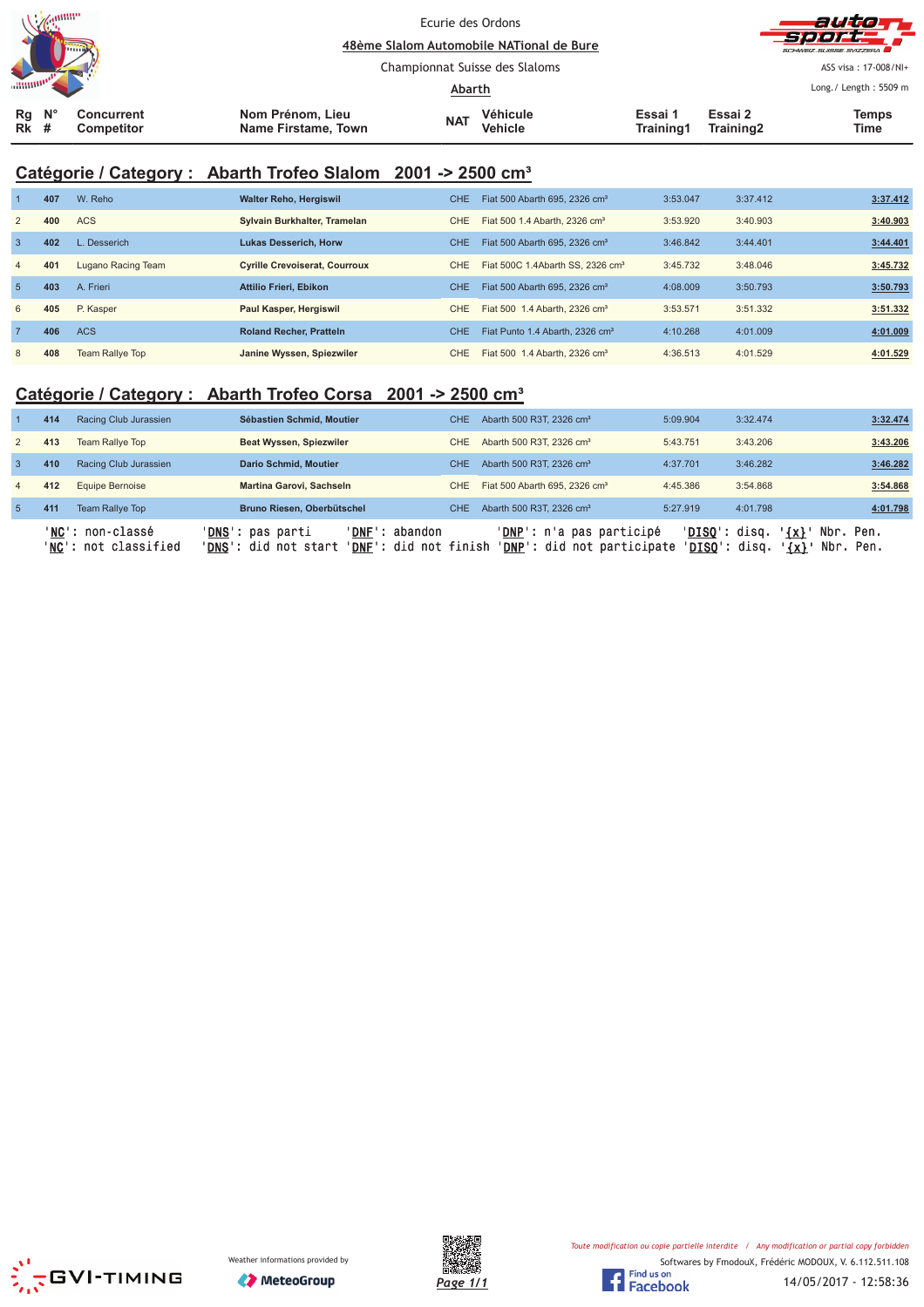Ecurie des Ordons

48ème Slalom Automobile NATional de Bure

Championnat Suisse des Slaloms

Abarth

ASS visa : 17-008/NI+

Long./ Length : 5509 m

| Rg Rk | N° # | Concurrent Competitor | Nom Prénom, Lieu Name Firstame, Town | NAT | Véhicule Vehicle | Essai 1 Training1 | Essai 2 Training2 | Temps Time |
|---|---|---|---|---|---|---|---|---|

## Catégorie / Category : Abarth Trofeo Slalom 2001 -> 2500 cm³

| Rg Rk | N° # | Concurrent Competitor | Nom Prénom, Lieu Name Firstame, Town | NAT | Véhicule Vehicle | Essai 1 Training1 | Essai 2 Training2 | Temps Time |
|---|---|---|---|---|---|---|---|---|
| 1 | 407 | W. Reho | Walter Reho, Hergiswil | CHE | Fiat 500 Abarth 695, 2326 cm³ | 3:53.047 | 3:37.412 | 3:37.412 |
| 2 | 400 | ACS | Sylvain Burkhalter, Tramelan | CHE | Fiat 500 1.4 Abarth, 2326 cm³ | 3:53.920 | 3:40.903 | 3:40.903 |
| 3 | 402 | L. Desserich | Lukas Desserich, Horw | CHE | Fiat 500 Abarth 695, 2326 cm³ | 3:46.842 | 3:44.401 | 3:44.401 |
| 4 | 401 | Lugano Racing Team | Cyrille Crevoiserat, Courroux | CHE | Fiat 500C 1.4Abarth SS, 2326 cm³ | 3:45.732 | 3:48.046 | 3:45.732 |
| 5 | 403 | A. Frieri | Attilio Frieri, Ebikon | CHE | Fiat 500 Abarth 695, 2326 cm³ | 4:08.009 | 3:50.793 | 3:50.793 |
| 6 | 405 | P. Kasper | Paul Kasper, Hergiswil | CHE | Fiat 500 1.4 Abarth, 2326 cm³ | 3:53.571 | 3:51.332 | 3:51.332 |
| 7 | 406 | ACS | Roland Recher, Pratteln | CHE | Fiat Punto 1.4 Abarth, 2326 cm³ | 4:10.268 | 4:01.009 | 4:01.009 |
| 8 | 408 | Team Rallye Top | Janine Wyssen, Spiezwiler | CHE | Fiat 500 1.4 Abarth, 2326 cm³ | 4:36.513 | 4:01.529 | 4:01.529 |

## Catégorie / Category : Abarth Trofeo Corsa 2001 -> 2500 cm³

| Rg Rk | N° # | Concurrent Competitor | Nom Prénom, Lieu Name Firstame, Town | NAT | Véhicule Vehicle | Essai 1 Training1 | Essai 2 Training2 | Temps Time |
|---|---|---|---|---|---|---|---|---|
| 1 | 414 | Racing Club Jurassien | Sébastien Schmid, Moutier | CHE | Abarth 500 R3T, 2326 cm³ | 5:09.904 | 3:32.474 | 3:32.474 |
| 2 | 413 | Team Rallye Top | Beat Wyssen, Spiezwiler | CHE | Abarth 500 R3T, 2326 cm³ | 5:43.751 | 3:43.206 | 3:43.206 |
| 3 | 410 | Racing Club Jurassien | Dario Schmid, Moutier | CHE | Abarth 500 R3T, 2326 cm³ | 4:37.701 | 3:46.282 | 3:46.282 |
| 4 | 412 | Equipe Bernoise | Martina Garovi, Sachseln | CHE | Fiat 500 Abarth 695, 2326 cm³ | 4:45.386 | 3:54.868 | 3:54.868 |
| 5 | 411 | Team Rallye Top | Bruno Riesen, Oberbütschel | CHE | Abarth 500 R3T, 2326 cm³ | 5:27.919 | 4:01.798 | 4:01.798 |

'NC': non-classé 'DNS': pas parti 'DNF': abandon 'DNP': n'a pas participé 'DISQ': disq. '{x}' Nbr. Pen.
'NC': not classified 'DNS': did not start 'DNF': did not finish 'DNP': did not participate 'DISQ': disq. '{x}' Nbr. Pen.

Weather informations provided by MeteoGroup

Toute modification ou copie partielle interdite / Any modification or partial copy forbidden

Softwares by FmodouX, Frédéric MODOUX, V. 6.112.511.108

14/05/2017 - 12:58:36